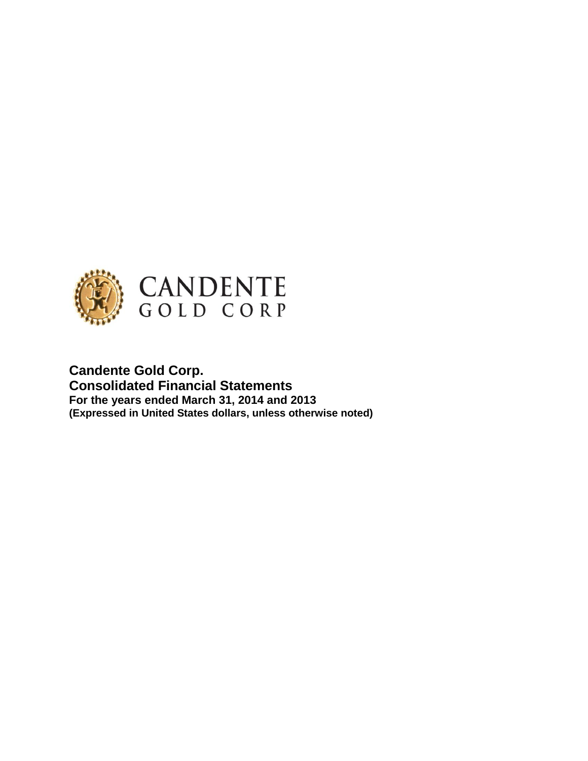CANDENTE
GOLD CORP

**Candente Gold Corp.**
**Consolidated Financial Statements**
**For the years ended March 31, 2014 and 2013**
**(Expressed in United States dollars, unless otherwise noted)**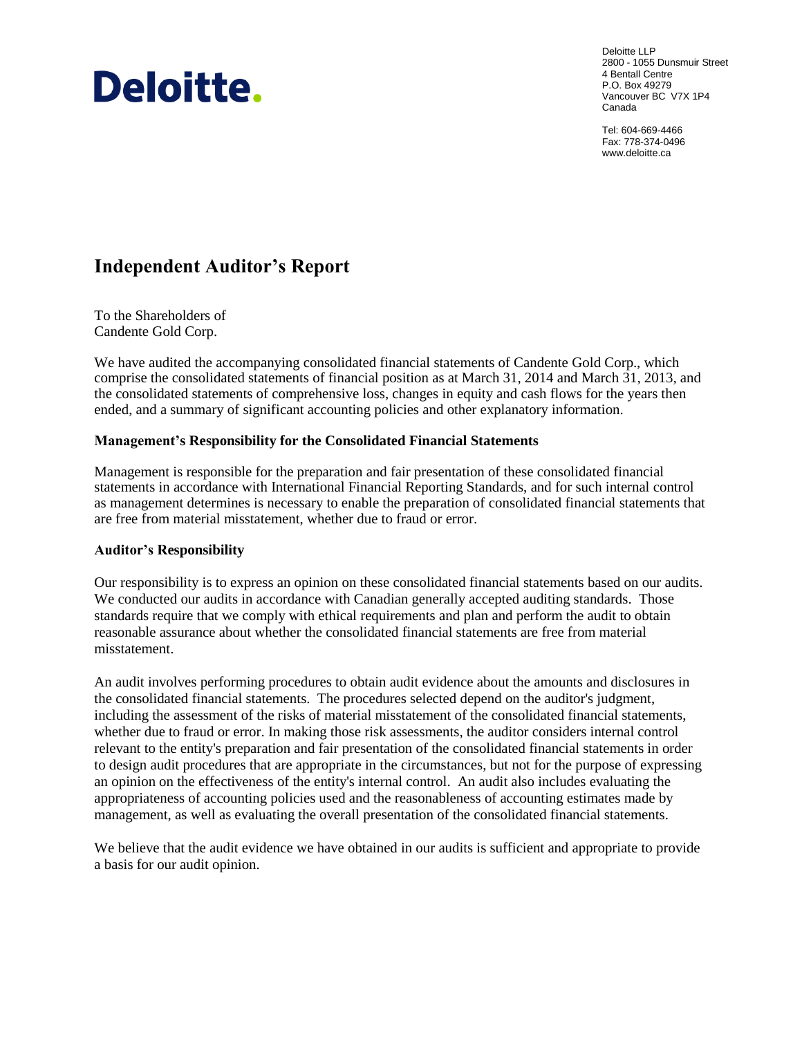Deloitte.

Deloitte LLP
2800 - 1055 Dunsmuir Street
4 Bentall Centre
P.O. Box 49279
Vancouver BC V7X 1P4
Canada

Tel: 604-669-4466
Fax: 778-374-0496
www.deloitte.ca

# Independent Auditor's Report

To the Shareholders of
Candente Gold Corp.

We have audited the accompanying consolidated financial statements of Candente Gold Corp., which comprise the consolidated statements of financial position as at March 31, 2014 and March 31, 2013, and the consolidated statements of comprehensive loss, changes in equity and cash flows for the years then ended, and a summary of significant accounting policies and other explanatory information.

### Management's Responsibility for the Consolidated Financial Statements

Management is responsible for the preparation and fair presentation of these consolidated financial statements in accordance with International Financial Reporting Standards, and for such internal control as management determines is necessary to enable the preparation of consolidated financial statements that are free from material misstatement, whether due to fraud or error.

### Auditor's Responsibility

Our responsibility is to express an opinion on these consolidated financial statements based on our audits. We conducted our audits in accordance with Canadian generally accepted auditing standards. Those standards require that we comply with ethical requirements and plan and perform the audit to obtain reasonable assurance about whether the consolidated financial statements are free from material misstatement.

An audit involves performing procedures to obtain audit evidence about the amounts and disclosures in the consolidated financial statements. The procedures selected depend on the auditor's judgment, including the assessment of the risks of material misstatement of the consolidated financial statements, whether due to fraud or error. In making those risk assessments, the auditor considers internal control relevant to the entity's preparation and fair presentation of the consolidated financial statements in order to design audit procedures that are appropriate in the circumstances, but not for the purpose of expressing an opinion on the effectiveness of the entity's internal control. An audit also includes evaluating the appropriateness of accounting policies used and the reasonableness of accounting estimates made by management, as well as evaluating the overall presentation of the consolidated financial statements.

We believe that the audit evidence we have obtained in our audits is sufficient and appropriate to provide a basis for our audit opinion.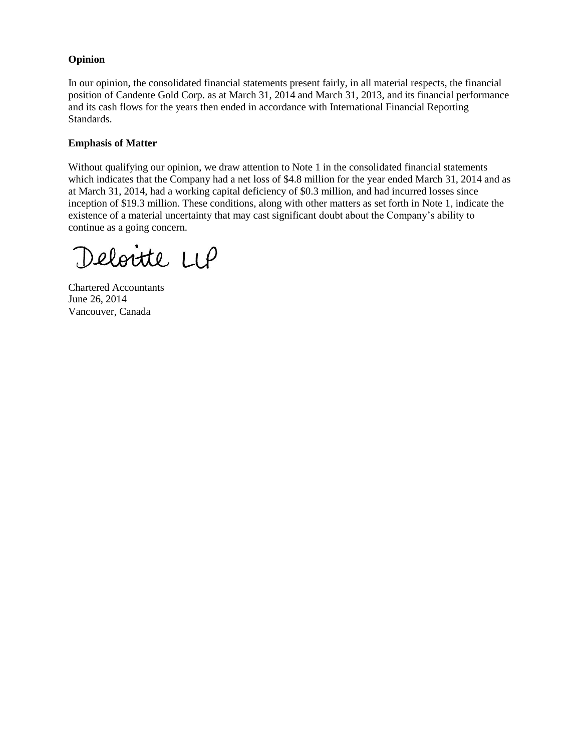**Opinion**

In our opinion, the consolidated financial statements present fairly, in all material respects, the financial position of Candente Gold Corp. as at March 31, 2014 and March 31, 2013, and its financial performance and its cash flows for the years then ended in accordance with International Financial Reporting Standards.

**Emphasis of Matter**

Without qualifying our opinion, we draw attention to Note 1 in the consolidated financial statements which indicates that the Company had a net loss of $4.8 million for the year ended March 31, 2014 and as at March 31, 2014, had a working capital deficiency of $0.3 million, and had incurred losses since inception of $19.3 million. These conditions, along with other matters as set forth in Note 1, indicate the existence of a material uncertainty that may cast significant doubt about the Company's ability to continue as a going concern.

Deloitte LLP

Chartered Accountants
June 26, 2014
Vancouver, Canada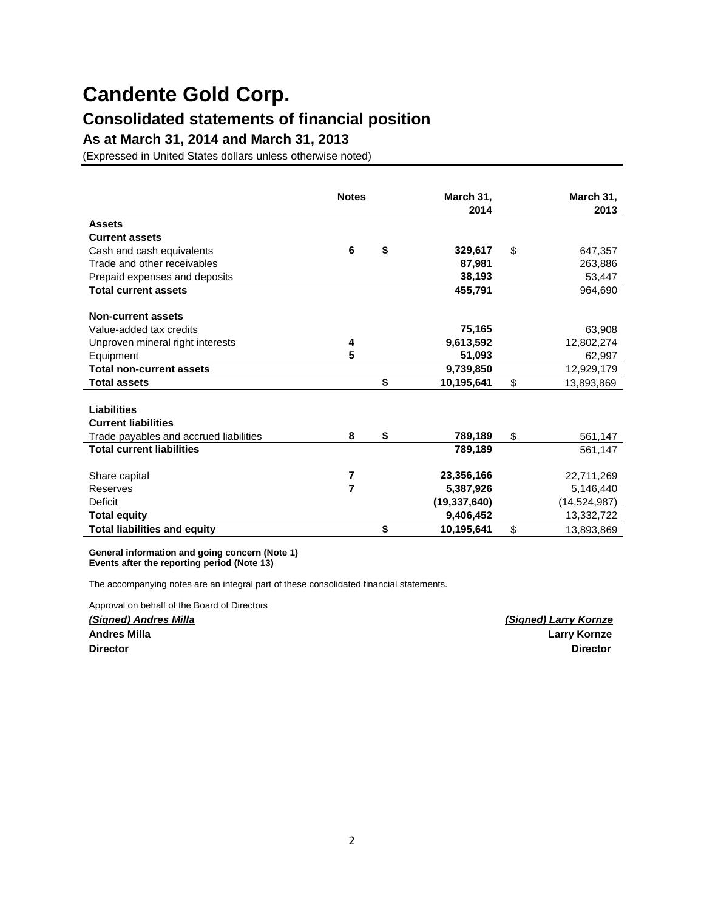# Candente Gold Corp.

## Consolidated statements of financial position

### As at March 31, 2014 and March 31, 2013

(Expressed in United States dollars unless otherwise noted)

| | Notes | March 31, 2014 | March 31, 2013 |
|---|---|---|---|
| **Assets** | | | |
| **Current assets** | | | |
| Cash and cash equivalents | 6 | **$ 329,617** | $ 647,357 |
| Trade and other receivables | | **87,981** | 263,886 |
| Prepaid expenses and deposits | | **38,193** | 53,447 |
| **Total current assets** | | **455,791** | 964,690 |
| | | | |
| **Non-current assets** | | | |
| Value-added tax credits | | **75,165** | 63,908 |
| Unproven mineral right interests | 4 | **9,613,592** | 12,802,274 |
| Equipment | 5 | **51,093** | 62,997 |
| **Total non-current assets** | | **9,739,850** | 12,929,179 |
| **Total assets** | | **$ 10,195,641** | $ 13,893,869 |
| | | | |
| **Liabilities** | | | |
| **Current liabilities** | | | |
| Trade payables and accrued liabilities | 8 | **$ 789,189** | $ 561,147 |
| **Total current liabilities** | | **789,189** | 561,147 |
| | | | |
| Share capital | 7 | **23,356,166** | 22,711,269 |
| Reserves | 7 | **5,387,926** | 5,146,440 |
| Deficit | | **(19,337,640)** | (14,524,987) |
| **Total equity** | | **9,406,452** | 13,332,722 |
| **Total liabilities and equity** | | **$ 10,195,641** | $ 13,893,869 |

**General information and going concern (Note 1)**
**Events after the reporting period (Note 13)**

The accompanying notes are an integral part of these consolidated financial statements.

Approval on behalf of the Board of Directors

***(Signed) Andres Milla***
**Andres Milla**
**Director**

***(Signed) Larry Kornze***
**Larry Kornze**
**Director**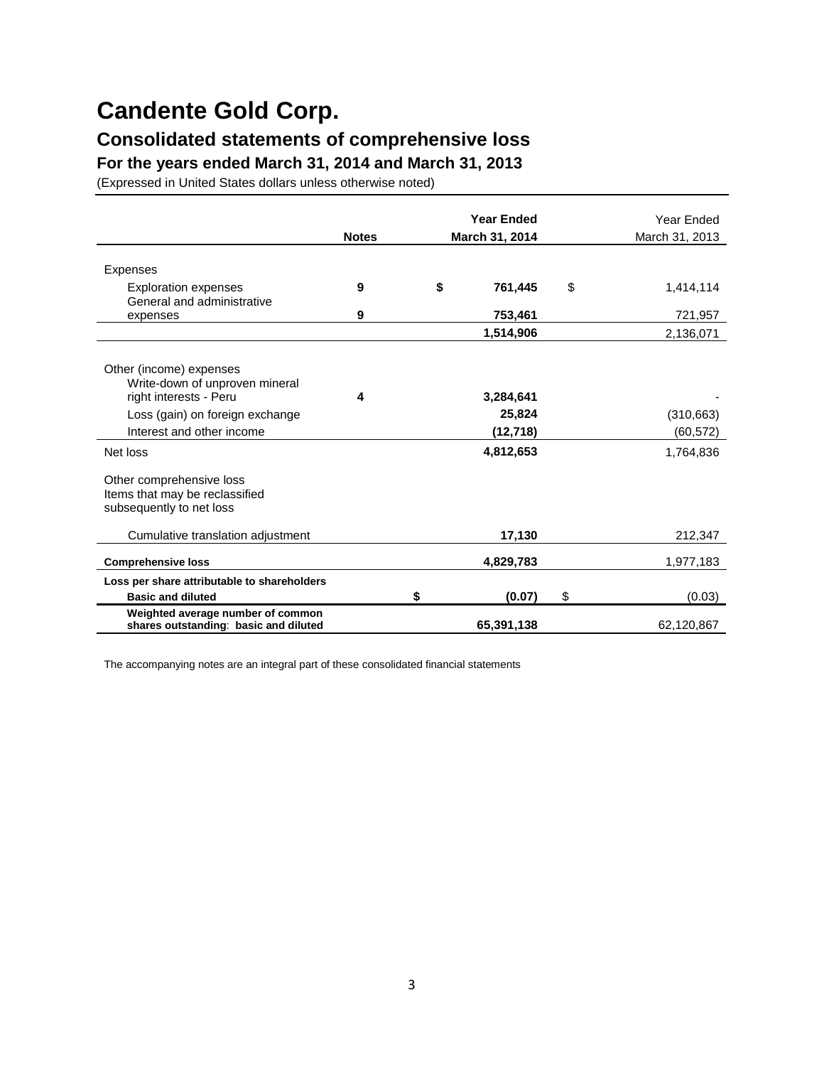# Candente Gold Corp.

## Consolidated statements of comprehensive loss

### For the years ended March 31, 2014 and March 31, 2013

(Expressed in United States dollars unless otherwise noted)

| | Notes | Year Ended March 31, 2014 | Year Ended March 31, 2013 |
|---|---|---|---|
| Expenses | | | |
| Exploration expenses | 9 | $ 761,445 | $ 1,414,114 |
| General and administrative expenses | 9 | 753,461 | 721,957 |
| | | 1,514,906 | 2,136,071 |
| Other (income) expenses | | | |
| Write-down of unproven mineral right interests - Peru | 4 | 3,284,641 | - |
| Loss (gain) on foreign exchange | | 25,824 | (310,663) |
| Interest and other income | | (12,718) | (60,572) |
| Net loss | | 4,812,653 | 1,764,836 |
| Other comprehensive loss<br>Items that may be reclassified subsequently to net loss | | | |
| Cumulative translation adjustment | | 17,130 | 212,347 |
| **Comprehensive loss** | | 4,829,783 | 1,977,183 |
| **Loss per share attributable to shareholders** | | | |
| **Basic and diluted** | | $ (0.07) | $ (0.03) |
| **Weighted average number of common shares outstanding: basic and diluted** | | 65,391,138 | 62,120,867 |

The accompanying notes are an integral part of these consolidated financial statements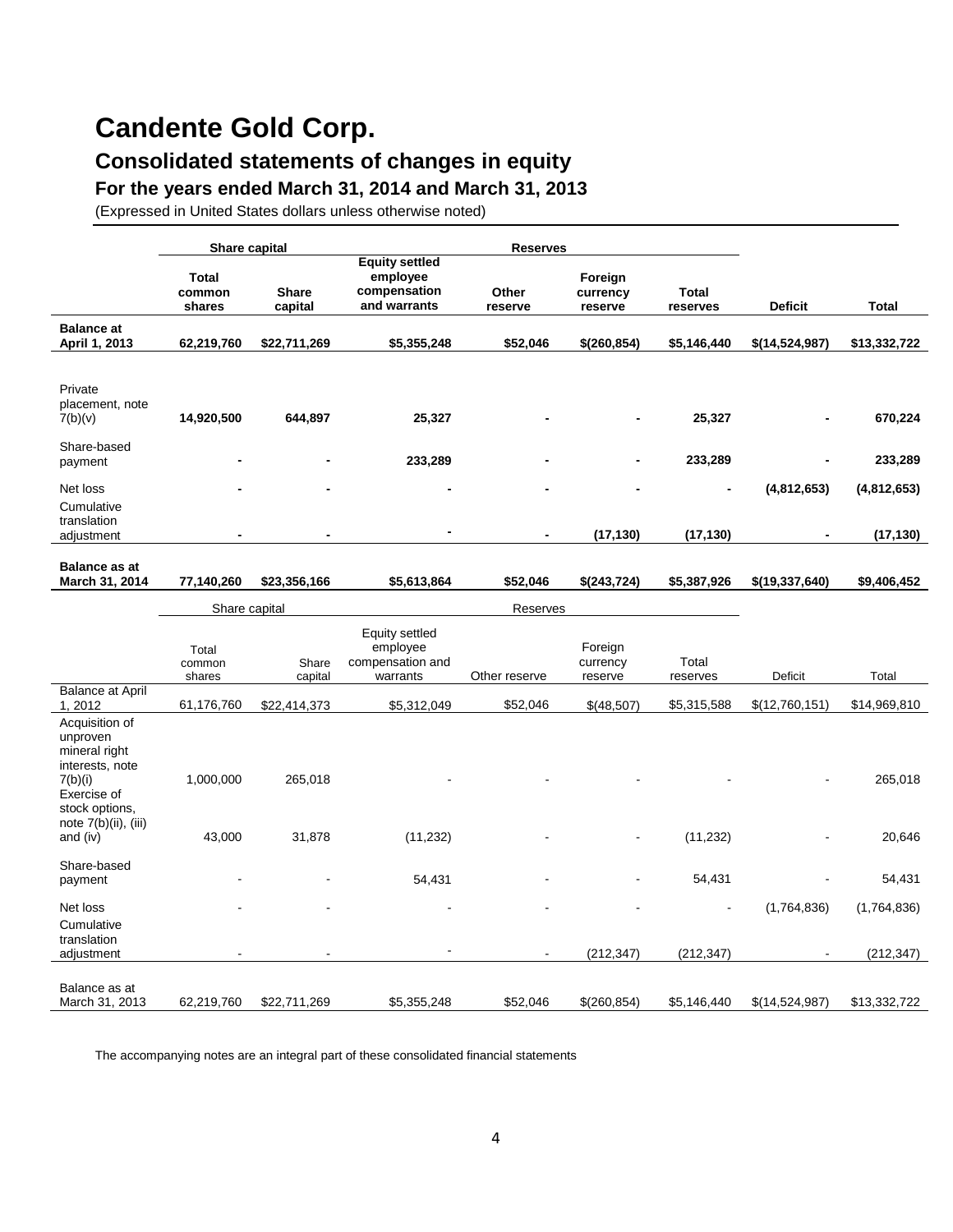# Candente Gold Corp.

## Consolidated statements of changes in equity

### For the years ended March 31, 2014 and March 31, 2013

(Expressed in United States dollars unless otherwise noted)

| | Share capital | | Reserves | | | | | |
|---|---|---|---|---|---|---|---|---|
| | **Total common shares** | **Share capital** | **Equity settled employee compensation and warrants** | **Other reserve** | **Foreign currency reserve** | **Total reserves** | **Deficit** | **Total** |
| **Balance at April 1, 2013** | **62,219,760** | **$22,711,269** | **$5,355,248** | **$52,046** | **$(260,854)** | **$5,146,440** | **$(14,524,987)** | **$13,332,722** |
| Private placement, note 7(b)(v) | **14,920,500** | **644,897** | **25,327** | **-** | **-** | **25,327** | **-** | **670,224** |
| Share-based payment | **-** | **-** | **233,289** | **-** | **-** | **233,289** | **-** | **233,289** |
| Net loss | **-** | **-** | **-** | **-** | **-** | **-** | **(4,812,653)** | **(4,812,653)** |
| Cumulative translation adjustment | **-** | **-** | **-** | **-** | **(17,130)** | **(17,130)** | **-** | **(17,130)** |
| **Balance as at March 31, 2014** | **77,140,260** | **$23,356,166** | **$5,613,864** | **$52,046** | **$(243,724)** | **$5,387,926** | **$(19,337,640)** | **$9,406,452** |

| | Share capital | | Reserves | | | | | |
|---|---|---|---|---|---|---|---|---|
| | Total common shares | Share capital | Equity settled employee compensation and warrants | Other reserve | Foreign currency reserve | Total reserves | Deficit | Total |
| Balance at April 1, 2012 | 61,176,760 | $22,414,373 | $5,312,049 | $52,046 | $(48,507) | $5,315,588 | $(12,760,151) | $14,969,810 |
| Acquisition of unproven mineral right interests, note 7(b)(i) | 1,000,000 | 265,018 | - | - | - | - | - | 265,018 |
| Exercise of stock options, note 7(b)(ii), (iii) and (iv) | 43,000 | 31,878 | (11,232) | - | - | (11,232) | - | 20,646 |
| Share-based payment | - | - | 54,431 | - | - | 54,431 | - | 54,431 |
| Net loss | - | - | - | - | - | - | (1,764,836) | (1,764,836) |
| Cumulative translation adjustment | - | - | - | - | (212,347) | (212,347) | - | (212,347) |
| Balance as at March 31, 2013 | 62,219,760 | $22,711,269 | $5,355,248 | $52,046 | $(260,854) | $5,146,440 | $(14,524,987) | $13,332,722 |

The accompanying notes are an integral part of these consolidated financial statements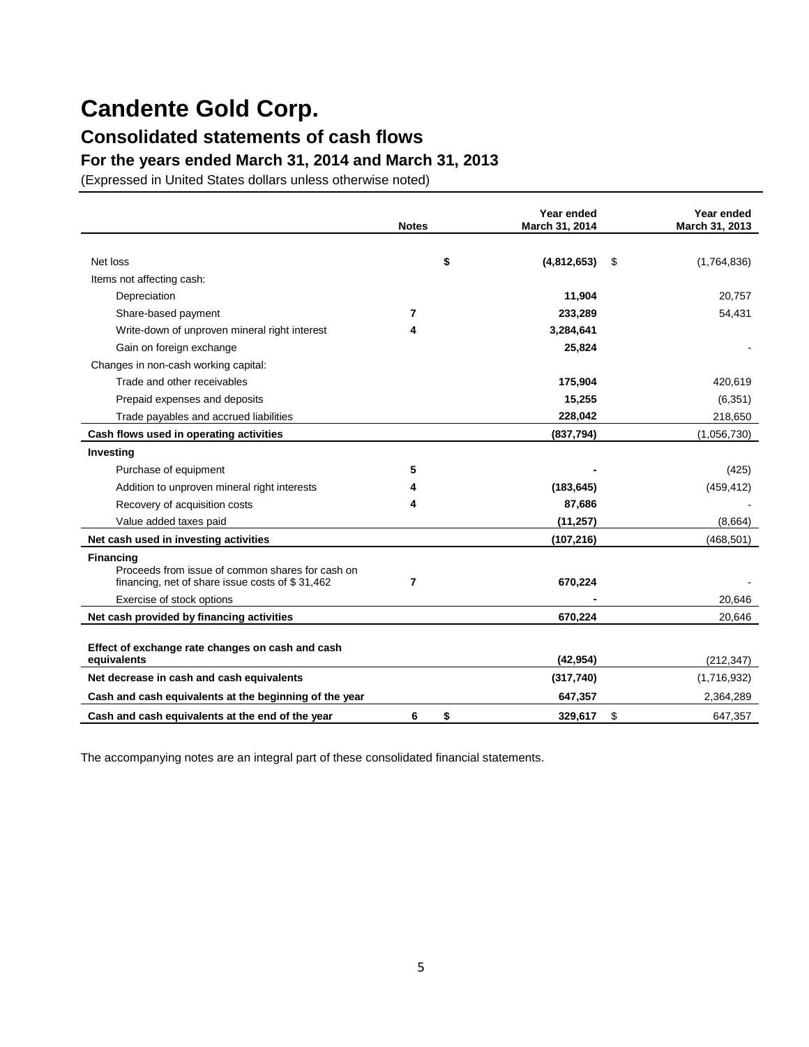# Candente Gold Corp.

## Consolidated statements of cash flows

### For the years ended March 31, 2014 and March 31, 2013

(Expressed in United States dollars unless otherwise noted)

| | Notes | Year ended March 31, 2014 | Year ended March 31, 2013 |
|---|---|---|---|
| Net loss | | $ **(4,812,653)** | $ (1,764,836) |
| Items not affecting cash: | | | |
| Depreciation | | **11,904** | 20,757 |
| Share-based payment | 7 | **233,289** | 54,431 |
| Write-down of unproven mineral right interest | 4 | **3,284,641** | |
| Gain on foreign exchange | | **25,824** | - |
| Changes in non-cash working capital: | | | |
| Trade and other receivables | | **175,904** | 420,619 |
| Prepaid expenses and deposits | | **15,255** | (6,351) |
| Trade payables and accrued liabilities | | **228,042** | 218,650 |
| **Cash flows used in operating activities** | | **(837,794)** | (1,056,730) |
| **Investing** | | | |
| Purchase of equipment | 5 | **-** | (425) |
| Addition to unproven mineral right interests | 4 | **(183,645)** | (459,412) |
| Recovery of acquisition costs | 4 | **87,686** | - |
| Value added taxes paid | | **(11,257)** | (8,664) |
| **Net cash used in investing activities** | | **(107,216)** | (468,501) |
| **Financing** | | | |
| Proceeds from issue of common shares for cash on financing, net of share issue costs of $ 31,462 | 7 | **670,224** | - |
| Exercise of stock options | | **-** | 20,646 |
| **Net cash provided by financing activities** | | **670,224** | 20,646 |
| **Effect of exchange rate changes on cash and cash equivalents** | | **(42,954)** | (212,347) |
| **Net decrease in cash and cash equivalents** | | **(317,740)** | (1,716,932) |
| **Cash and cash equivalents at the beginning of the year** | | **647,357** | 2,364,289 |
| **Cash and cash equivalents at the end of the year** | 6 | $ **329,617** | $ 647,357 |

The accompanying notes are an integral part of these consolidated financial statements.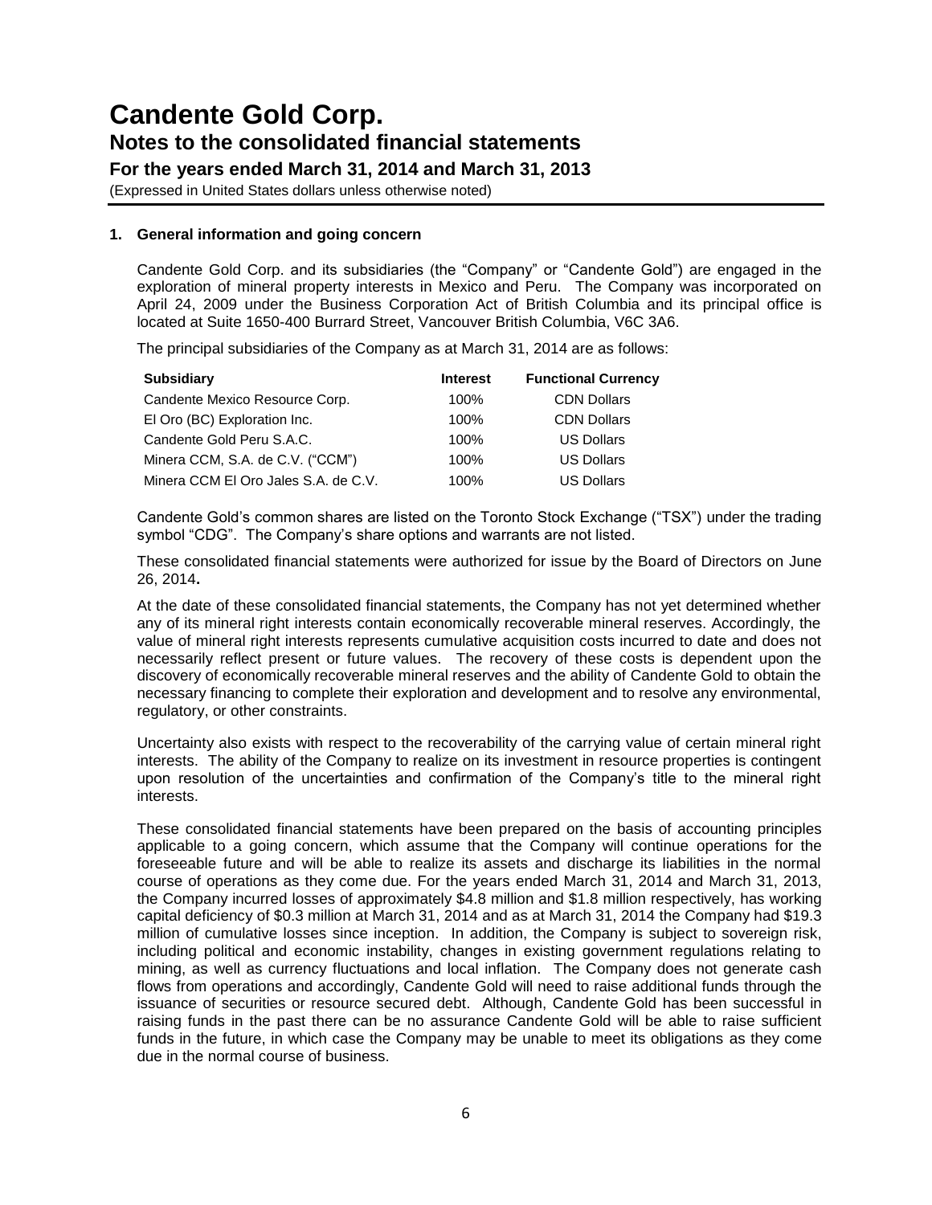# Candente Gold Corp.

## Notes to the consolidated financial statements

### For the years ended March 31, 2014 and March 31, 2013

(Expressed in United States dollars unless otherwise noted)

**1. General information and going concern**

Candente Gold Corp. and its subsidiaries (the "Company" or "Candente Gold") are engaged in the exploration of mineral property interests in Mexico and Peru. The Company was incorporated on April 24, 2009 under the Business Corporation Act of British Columbia and its principal office is located at Suite 1650-400 Burrard Street, Vancouver British Columbia, V6C 3A6.

The principal subsidiaries of the Company as at March 31, 2014 are as follows:

| Subsidiary | Interest | Functional Currency |
|---|---|---|
| Candente Mexico Resource Corp. | 100% | CDN Dollars |
| El Oro (BC) Exploration Inc. | 100% | CDN Dollars |
| Candente Gold Peru S.A.C. | 100% | US Dollars |
| Minera CCM, S.A. de C.V. ("CCM") | 100% | US Dollars |
| Minera CCM El Oro Jales S.A. de C.V. | 100% | US Dollars |

Candente Gold's common shares are listed on the Toronto Stock Exchange ("TSX") under the trading symbol "CDG". The Company's share options and warrants are not listed.

These consolidated financial statements were authorized for issue by the Board of Directors on June 26, 2014**.**

At the date of these consolidated financial statements, the Company has not yet determined whether any of its mineral right interests contain economically recoverable mineral reserves. Accordingly, the value of mineral right interests represents cumulative acquisition costs incurred to date and does not necessarily reflect present or future values. The recovery of these costs is dependent upon the discovery of economically recoverable mineral reserves and the ability of Candente Gold to obtain the necessary financing to complete their exploration and development and to resolve any environmental, regulatory, or other constraints.

Uncertainty also exists with respect to the recoverability of the carrying value of certain mineral right interests. The ability of the Company to realize on its investment in resource properties is contingent upon resolution of the uncertainties and confirmation of the Company's title to the mineral right interests.

These consolidated financial statements have been prepared on the basis of accounting principles applicable to a going concern, which assume that the Company will continue operations for the foreseeable future and will be able to realize its assets and discharge its liabilities in the normal course of operations as they come due. For the years ended March 31, 2014 and March 31, 2013, the Company incurred losses of approximately \$4.8 million and \$1.8 million respectively, has working capital deficiency of \$0.3 million at March 31, 2014 and as at March 31, 2014 the Company had \$19.3 million of cumulative losses since inception. In addition, the Company is subject to sovereign risk, including political and economic instability, changes in existing government regulations relating to mining, as well as currency fluctuations and local inflation. The Company does not generate cash flows from operations and accordingly, Candente Gold will need to raise additional funds through the issuance of securities or resource secured debt. Although, Candente Gold has been successful in raising funds in the past there can be no assurance Candente Gold will be able to raise sufficient funds in the future, in which case the Company may be unable to meet its obligations as they come due in the normal course of business.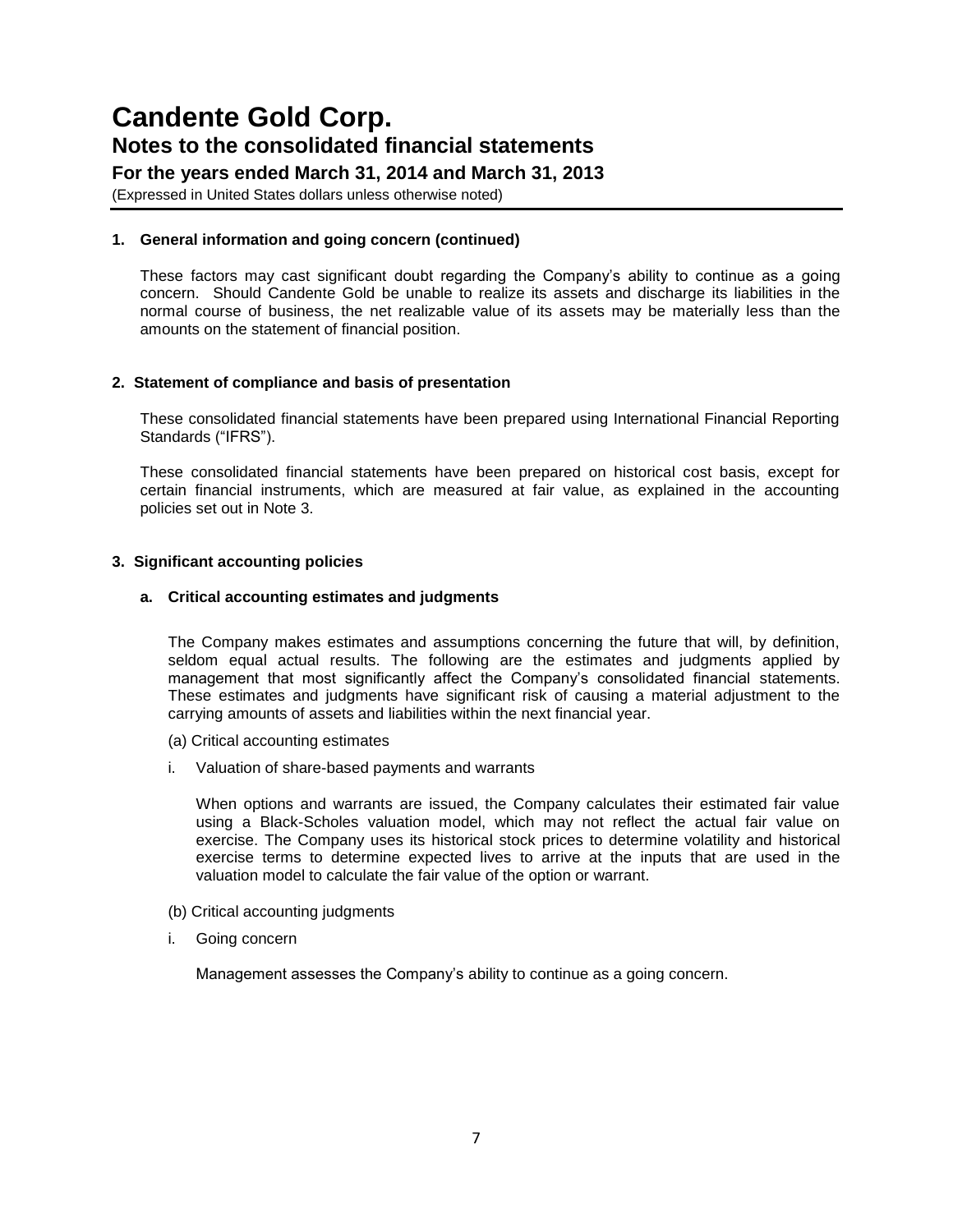### 1. General information and going concern (continued)

These factors may cast significant doubt regarding the Company's ability to continue as a going concern. Should Candente Gold be unable to realize its assets and discharge its liabilities in the normal course of business, the net realizable value of its assets may be materially less than the amounts on the statement of financial position.

### 2. Statement of compliance and basis of presentation

These consolidated financial statements have been prepared using International Financial Reporting Standards ("IFRS").

These consolidated financial statements have been prepared on historical cost basis, except for certain financial instruments, which are measured at fair value, as explained in the accounting policies set out in Note 3.

### 3. Significant accounting policies

#### a. Critical accounting estimates and judgments

The Company makes estimates and assumptions concerning the future that will, by definition, seldom equal actual results. The following are the estimates and judgments applied by management that most significantly affect the Company's consolidated financial statements. These estimates and judgments have significant risk of causing a material adjustment to the carrying amounts of assets and liabilities within the next financial year.

(a) Critical accounting estimates

i. Valuation of share-based payments and warrants

When options and warrants are issued, the Company calculates their estimated fair value using a Black-Scholes valuation model, which may not reflect the actual fair value on exercise. The Company uses its historical stock prices to determine volatility and historical exercise terms to determine expected lives to arrive at the inputs that are used in the valuation model to calculate the fair value of the option or warrant.

(b) Critical accounting judgments

i. Going concern

Management assesses the Company's ability to continue as a going concern.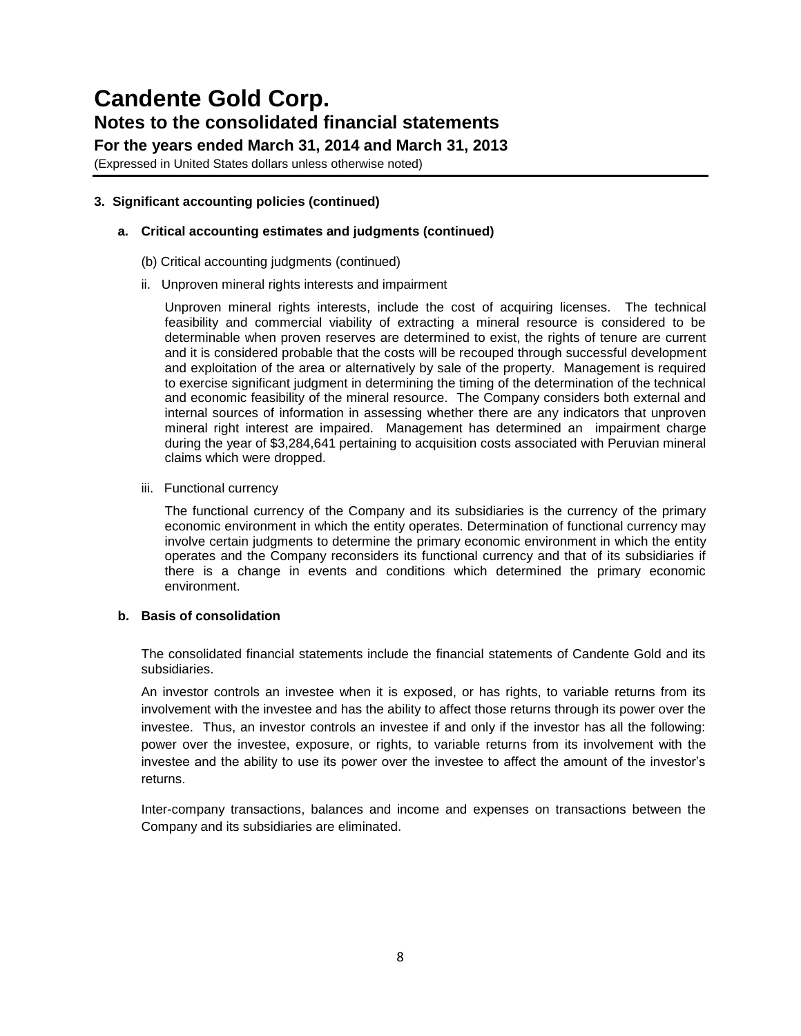### 3. Significant accounting policies (continued)

#### a. Critical accounting estimates and judgments (continued)

(b) Critical accounting judgments (continued)

ii. Unproven mineral rights interests and impairment

Unproven mineral rights interests, include the cost of acquiring licenses. The technical feasibility and commercial viability of extracting a mineral resource is considered to be determinable when proven reserves are determined to exist, the rights of tenure are current and it is considered probable that the costs will be recouped through successful development and exploitation of the area or alternatively by sale of the property. Management is required to exercise significant judgment in determining the timing of the determination of the technical and economic feasibility of the mineral resource. The Company considers both external and internal sources of information in assessing whether there are any indicators that unproven mineral right interest are impaired. Management has determined an impairment charge during the year of $3,284,641 pertaining to acquisition costs associated with Peruvian mineral claims which were dropped.

iii. Functional currency

The functional currency of the Company and its subsidiaries is the currency of the primary economic environment in which the entity operates. Determination of functional currency may involve certain judgments to determine the primary economic environment in which the entity operates and the Company reconsiders its functional currency and that of its subsidiaries if there is a change in events and conditions which determined the primary economic environment.

#### b. Basis of consolidation

The consolidated financial statements include the financial statements of Candente Gold and its subsidiaries.

An investor controls an investee when it is exposed, or has rights, to variable returns from its involvement with the investee and has the ability to affect those returns through its power over the investee. Thus, an investor controls an investee if and only if the investor has all the following: power over the investee, exposure, or rights, to variable returns from its involvement with the investee and the ability to use its power over the investee to affect the amount of the investor's returns.

Inter-company transactions, balances and income and expenses on transactions between the Company and its subsidiaries are eliminated.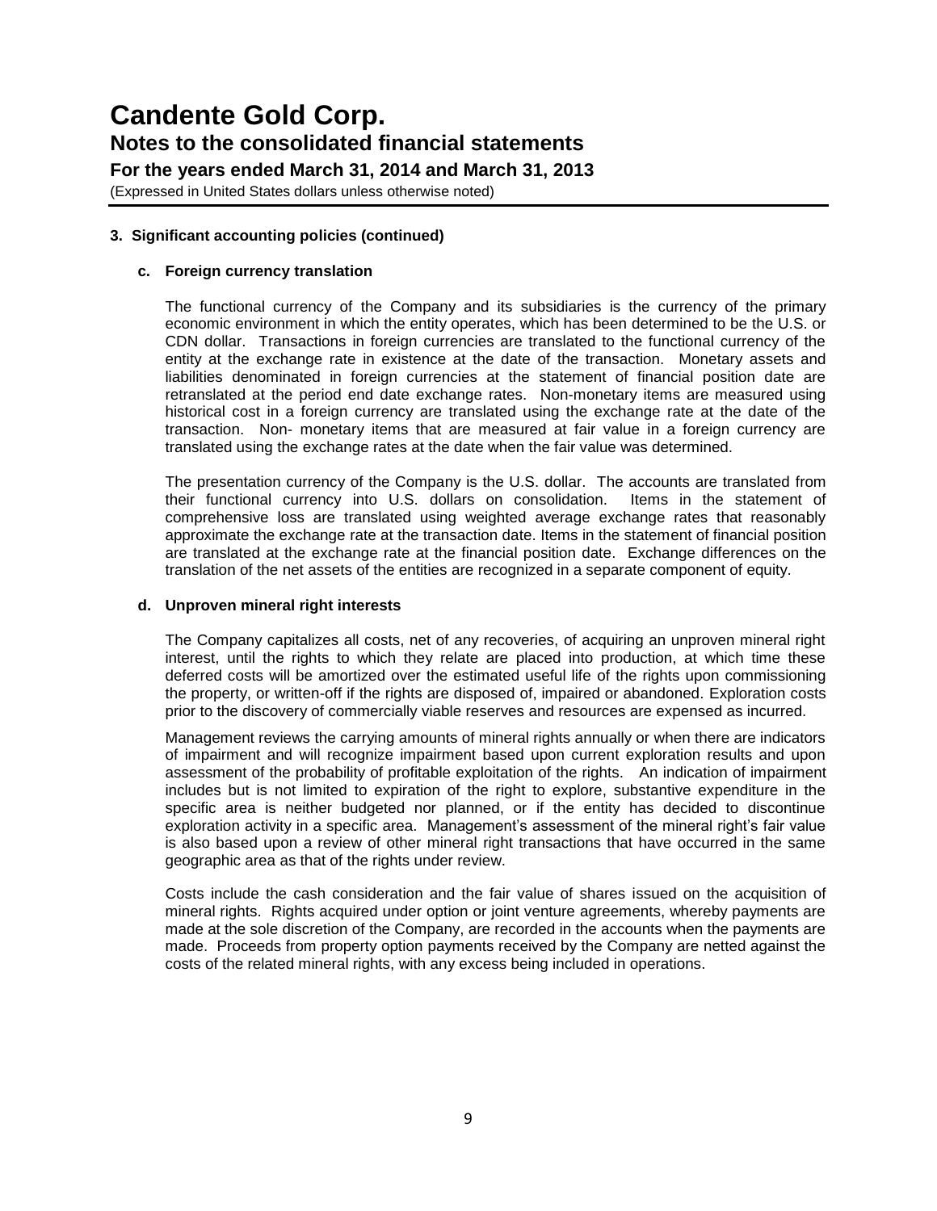### 3. Significant accounting policies (continued)

#### c. Foreign currency translation

The functional currency of the Company and its subsidiaries is the currency of the primary economic environment in which the entity operates, which has been determined to be the U.S. or CDN dollar. Transactions in foreign currencies are translated to the functional currency of the entity at the exchange rate in existence at the date of the transaction. Monetary assets and liabilities denominated in foreign currencies at the statement of financial position date are retranslated at the period end date exchange rates. Non-monetary items are measured using historical cost in a foreign currency are translated using the exchange rate at the date of the transaction. Non- monetary items that are measured at fair value in a foreign currency are translated using the exchange rates at the date when the fair value was determined.

The presentation currency of the Company is the U.S. dollar. The accounts are translated from their functional currency into U.S. dollars on consolidation. Items in the statement of comprehensive loss are translated using weighted average exchange rates that reasonably approximate the exchange rate at the transaction date. Items in the statement of financial position are translated at the exchange rate at the financial position date. Exchange differences on the translation of the net assets of the entities are recognized in a separate component of equity.

#### d. Unproven mineral right interests

The Company capitalizes all costs, net of any recoveries, of acquiring an unproven mineral right interest, until the rights to which they relate are placed into production, at which time these deferred costs will be amortized over the estimated useful life of the rights upon commissioning the property, or written-off if the rights are disposed of, impaired or abandoned. Exploration costs prior to the discovery of commercially viable reserves and resources are expensed as incurred.

Management reviews the carrying amounts of mineral rights annually or when there are indicators of impairment and will recognize impairment based upon current exploration results and upon assessment of the probability of profitable exploitation of the rights. An indication of impairment includes but is not limited to expiration of the right to explore, substantive expenditure in the specific area is neither budgeted nor planned, or if the entity has decided to discontinue exploration activity in a specific area. Management's assessment of the mineral right's fair value is also based upon a review of other mineral right transactions that have occurred in the same geographic area as that of the rights under review.

Costs include the cash consideration and the fair value of shares issued on the acquisition of mineral rights. Rights acquired under option or joint venture agreements, whereby payments are made at the sole discretion of the Company, are recorded in the accounts when the payments are made. Proceeds from property option payments received by the Company are netted against the costs of the related mineral rights, with any excess being included in operations.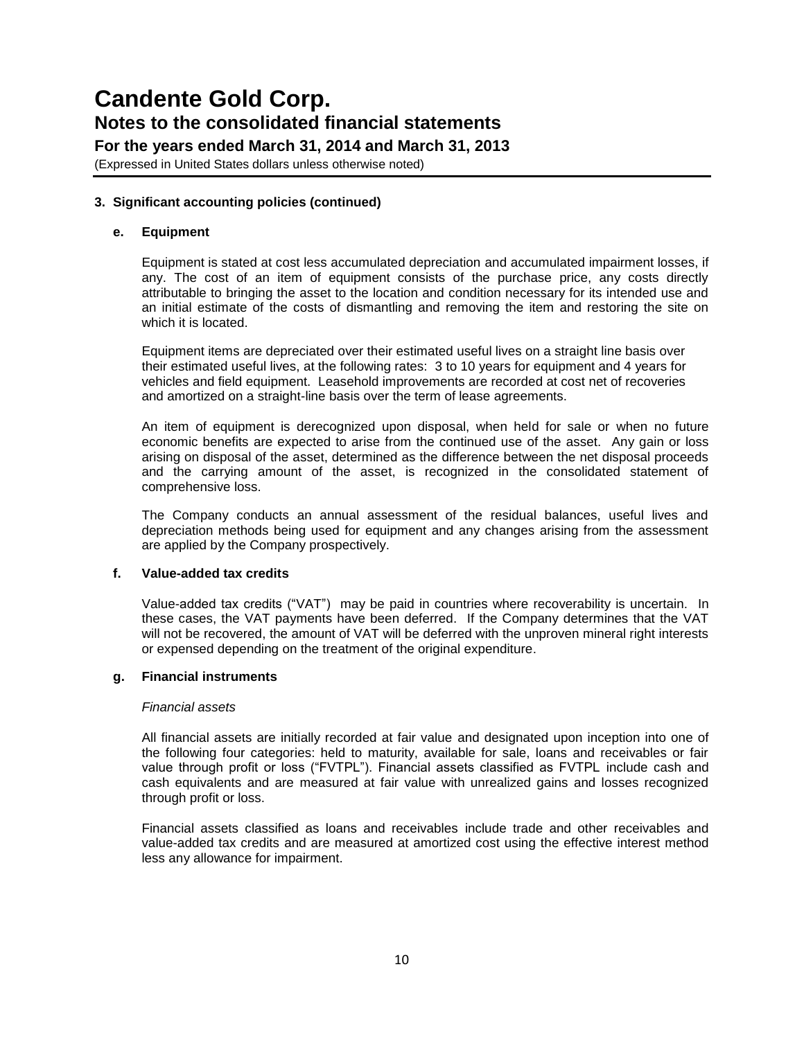### 3. Significant accounting policies (continued)

#### e. Equipment

Equipment is stated at cost less accumulated depreciation and accumulated impairment losses, if any. The cost of an item of equipment consists of the purchase price, any costs directly attributable to bringing the asset to the location and condition necessary for its intended use and an initial estimate of the costs of dismantling and removing the item and restoring the site on which it is located.

Equipment items are depreciated over their estimated useful lives on a straight line basis over their estimated useful lives, at the following rates: 3 to 10 years for equipment and 4 years for vehicles and field equipment. Leasehold improvements are recorded at cost net of recoveries and amortized on a straight-line basis over the term of lease agreements.

An item of equipment is derecognized upon disposal, when held for sale or when no future economic benefits are expected to arise from the continued use of the asset. Any gain or loss arising on disposal of the asset, determined as the difference between the net disposal proceeds and the carrying amount of the asset, is recognized in the consolidated statement of comprehensive loss.

The Company conducts an annual assessment of the residual balances, useful lives and depreciation methods being used for equipment and any changes arising from the assessment are applied by the Company prospectively.

#### f. Value-added tax credits

Value-added tax credits ("VAT") may be paid in countries where recoverability is uncertain. In these cases, the VAT payments have been deferred. If the Company determines that the VAT will not be recovered, the amount of VAT will be deferred with the unproven mineral right interests or expensed depending on the treatment of the original expenditure.

#### g. Financial instruments

*Financial assets*

All financial assets are initially recorded at fair value and designated upon inception into one of the following four categories: held to maturity, available for sale, loans and receivables or fair value through profit or loss ("FVTPL"). Financial assets classified as FVTPL include cash and cash equivalents and are measured at fair value with unrealized gains and losses recognized through profit or loss.

Financial assets classified as loans and receivables include trade and other receivables and value-added tax credits and are measured at amortized cost using the effective interest method less any allowance for impairment.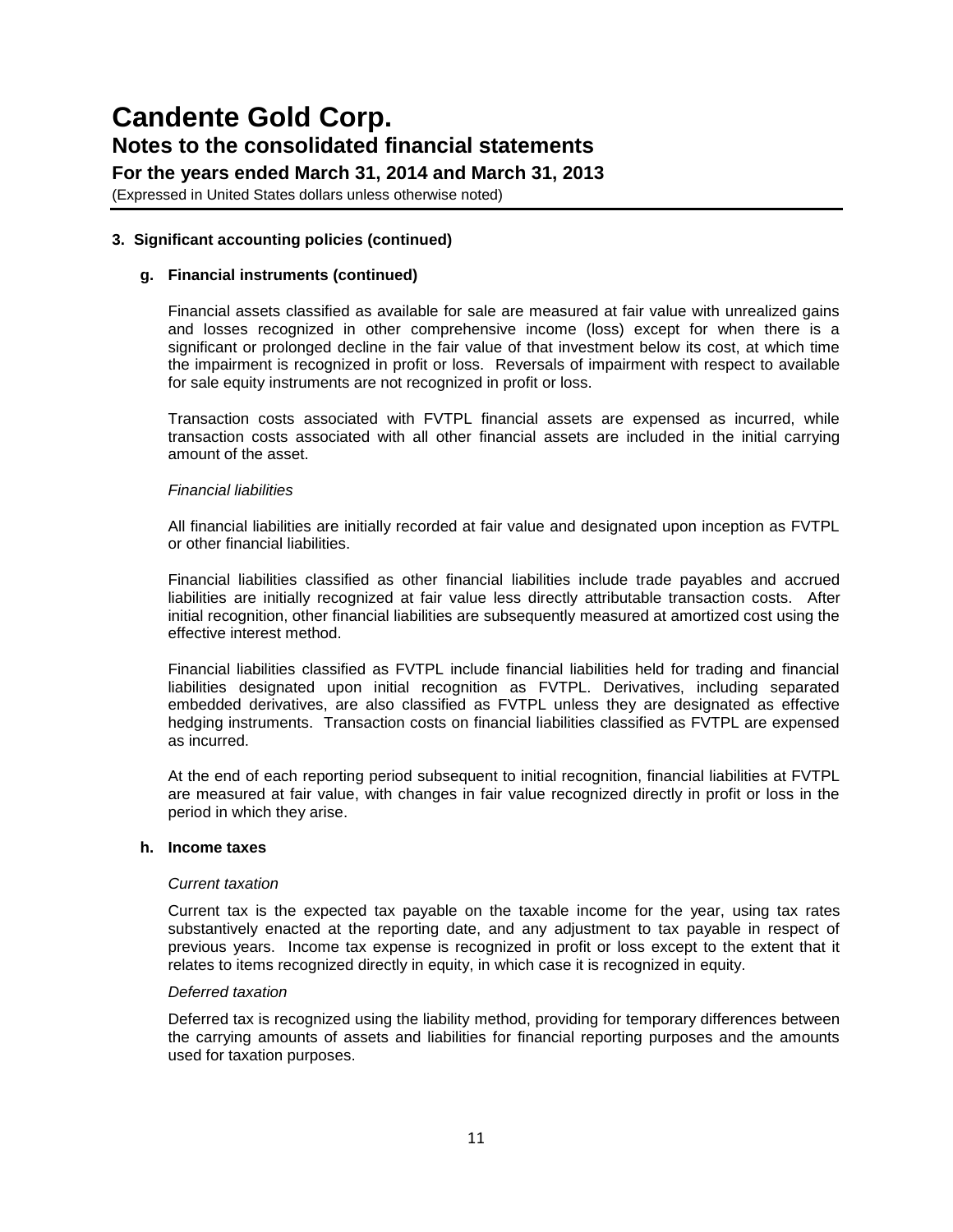### 3. Significant accounting policies (continued)

#### g. Financial instruments (continued)

Financial assets classified as available for sale are measured at fair value with unrealized gains and losses recognized in other comprehensive income (loss) except for when there is a significant or prolonged decline in the fair value of that investment below its cost, at which time the impairment is recognized in profit or loss. Reversals of impairment with respect to available for sale equity instruments are not recognized in profit or loss.

Transaction costs associated with FVTPL financial assets are expensed as incurred, while transaction costs associated with all other financial assets are included in the initial carrying amount of the asset.

*Financial liabilities*

All financial liabilities are initially recorded at fair value and designated upon inception as FVTPL or other financial liabilities.

Financial liabilities classified as other financial liabilities include trade payables and accrued liabilities are initially recognized at fair value less directly attributable transaction costs. After initial recognition, other financial liabilities are subsequently measured at amortized cost using the effective interest method.

Financial liabilities classified as FVTPL include financial liabilities held for trading and financial liabilities designated upon initial recognition as FVTPL. Derivatives, including separated embedded derivatives, are also classified as FVTPL unless they are designated as effective hedging instruments. Transaction costs on financial liabilities classified as FVTPL are expensed as incurred.

At the end of each reporting period subsequent to initial recognition, financial liabilities at FVTPL are measured at fair value, with changes in fair value recognized directly in profit or loss in the period in which they arise.

#### h. Income taxes

*Current taxation*

Current tax is the expected tax payable on the taxable income for the year, using tax rates substantively enacted at the reporting date, and any adjustment to tax payable in respect of previous years. Income tax expense is recognized in profit or loss except to the extent that it relates to items recognized directly in equity, in which case it is recognized in equity.

*Deferred taxation*

Deferred tax is recognized using the liability method, providing for temporary differences between the carrying amounts of assets and liabilities for financial reporting purposes and the amounts used for taxation purposes.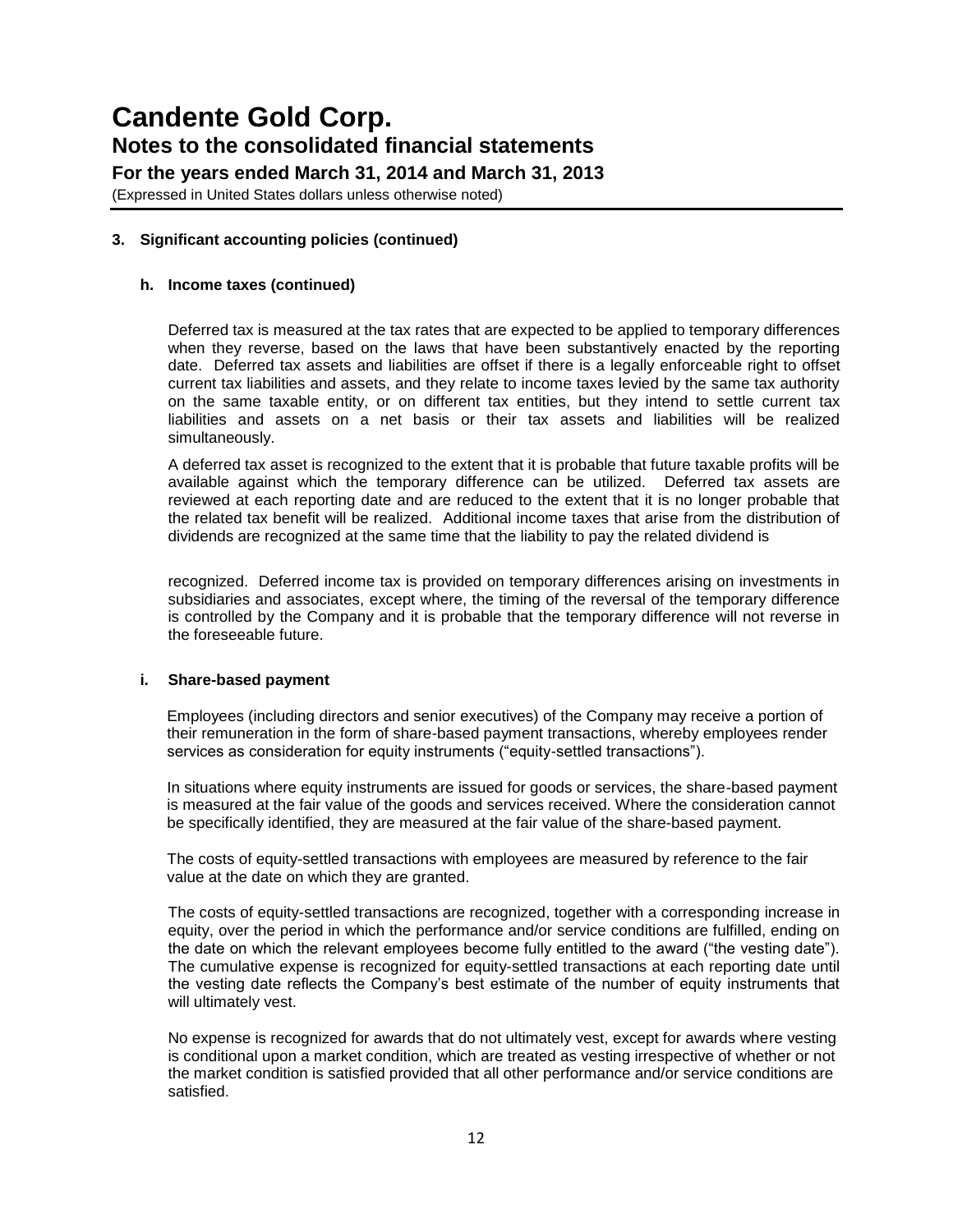### 3. Significant accounting policies (continued)

#### h. Income taxes (continued)

Deferred tax is measured at the tax rates that are expected to be applied to temporary differences when they reverse, based on the laws that have been substantively enacted by the reporting date. Deferred tax assets and liabilities are offset if there is a legally enforceable right to offset current tax liabilities and assets, and they relate to income taxes levied by the same tax authority on the same taxable entity, or on different tax entities, but they intend to settle current tax liabilities and assets on a net basis or their tax assets and liabilities will be realized simultaneously.

A deferred tax asset is recognized to the extent that it is probable that future taxable profits will be available against which the temporary difference can be utilized. Deferred tax assets are reviewed at each reporting date and are reduced to the extent that it is no longer probable that the related tax benefit will be realized. Additional income taxes that arise from the distribution of dividends are recognized at the same time that the liability to pay the related dividend is

recognized. Deferred income tax is provided on temporary differences arising on investments in subsidiaries and associates, except where, the timing of the reversal of the temporary difference is controlled by the Company and it is probable that the temporary difference will not reverse in the foreseeable future.

#### i. Share-based payment

Employees (including directors and senior executives) of the Company may receive a portion of their remuneration in the form of share-based payment transactions, whereby employees render services as consideration for equity instruments ("equity-settled transactions").

In situations where equity instruments are issued for goods or services, the share-based payment is measured at the fair value of the goods and services received. Where the consideration cannot be specifically identified, they are measured at the fair value of the share-based payment.

The costs of equity-settled transactions with employees are measured by reference to the fair value at the date on which they are granted.

The costs of equity-settled transactions are recognized, together with a corresponding increase in equity, over the period in which the performance and/or service conditions are fulfilled, ending on the date on which the relevant employees become fully entitled to the award ("the vesting date"). The cumulative expense is recognized for equity-settled transactions at each reporting date until the vesting date reflects the Company's best estimate of the number of equity instruments that will ultimately vest.

No expense is recognized for awards that do not ultimately vest, except for awards where vesting is conditional upon a market condition, which are treated as vesting irrespective of whether or not the market condition is satisfied provided that all other performance and/or service conditions are satisfied.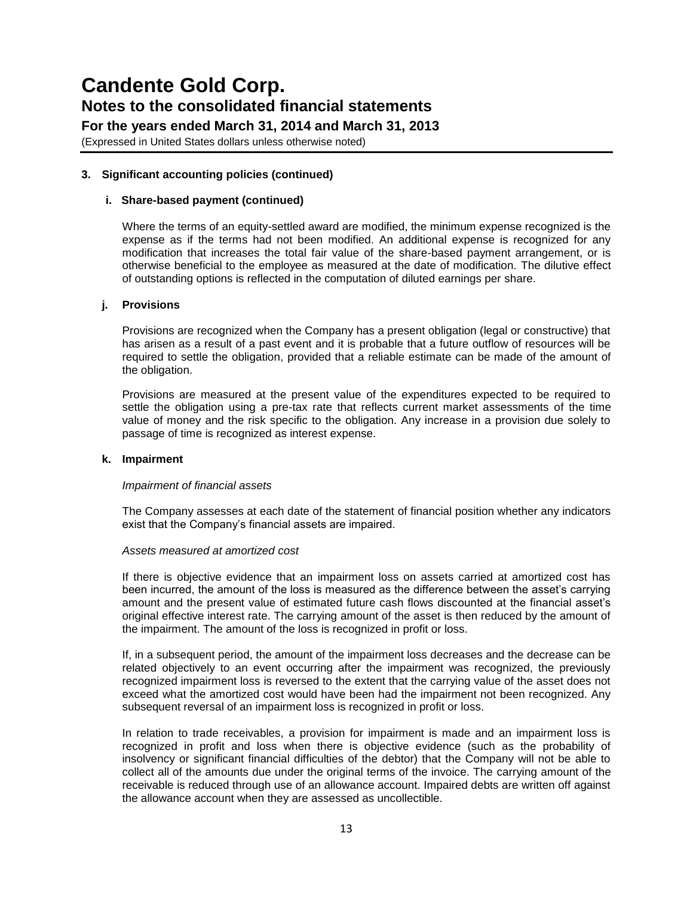### 3. Significant accounting policies (continued)

#### i. Share-based payment (continued)

Where the terms of an equity-settled award are modified, the minimum expense recognized is the expense as if the terms had not been modified. An additional expense is recognized for any modification that increases the total fair value of the share-based payment arrangement, or is otherwise beneficial to the employee as measured at the date of modification. The dilutive effect of outstanding options is reflected in the computation of diluted earnings per share.

#### j. Provisions

Provisions are recognized when the Company has a present obligation (legal or constructive) that has arisen as a result of a past event and it is probable that a future outflow of resources will be required to settle the obligation, provided that a reliable estimate can be made of the amount of the obligation.

Provisions are measured at the present value of the expenditures expected to be required to settle the obligation using a pre-tax rate that reflects current market assessments of the time value of money and the risk specific to the obligation. Any increase in a provision due solely to passage of time is recognized as interest expense.

#### k. Impairment

*Impairment of financial assets*

The Company assesses at each date of the statement of financial position whether any indicators exist that the Company's financial assets are impaired.

*Assets measured at amortized cost*

If there is objective evidence that an impairment loss on assets carried at amortized cost has been incurred, the amount of the loss is measured as the difference between the asset's carrying amount and the present value of estimated future cash flows discounted at the financial asset's original effective interest rate. The carrying amount of the asset is then reduced by the amount of the impairment. The amount of the loss is recognized in profit or loss.

If, in a subsequent period, the amount of the impairment loss decreases and the decrease can be related objectively to an event occurring after the impairment was recognized, the previously recognized impairment loss is reversed to the extent that the carrying value of the asset does not exceed what the amortized cost would have been had the impairment not been recognized. Any subsequent reversal of an impairment loss is recognized in profit or loss.

In relation to trade receivables, a provision for impairment is made and an impairment loss is recognized in profit and loss when there is objective evidence (such as the probability of insolvency or significant financial difficulties of the debtor) that the Company will not be able to collect all of the amounts due under the original terms of the invoice. The carrying amount of the receivable is reduced through use of an allowance account. Impaired debts are written off against the allowance account when they are assessed as uncollectible.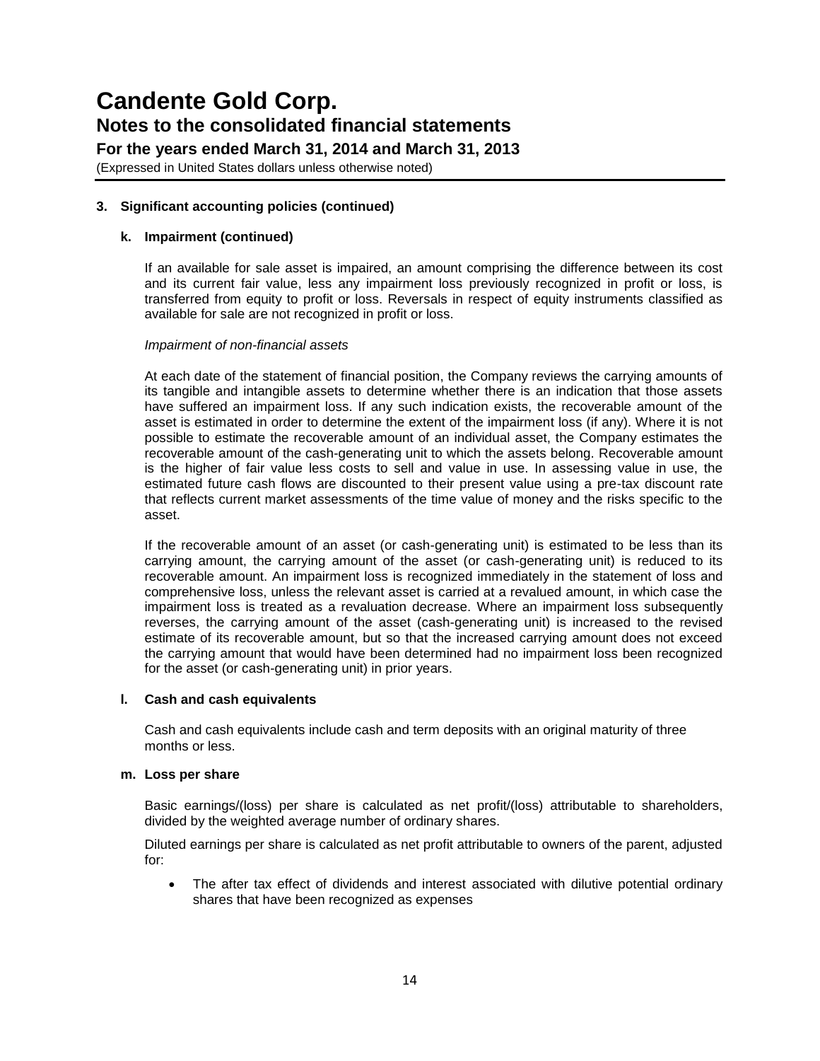### 3. Significant accounting policies (continued)

#### k. Impairment (continued)

If an available for sale asset is impaired, an amount comprising the difference between its cost and its current fair value, less any impairment loss previously recognized in profit or loss, is transferred from equity to profit or loss. Reversals in respect of equity instruments classified as available for sale are not recognized in profit or loss.

*Impairment of non-financial assets*

At each date of the statement of financial position, the Company reviews the carrying amounts of its tangible and intangible assets to determine whether there is an indication that those assets have suffered an impairment loss. If any such indication exists, the recoverable amount of the asset is estimated in order to determine the extent of the impairment loss (if any). Where it is not possible to estimate the recoverable amount of an individual asset, the Company estimates the recoverable amount of the cash-generating unit to which the assets belong. Recoverable amount is the higher of fair value less costs to sell and value in use. In assessing value in use, the estimated future cash flows are discounted to their present value using a pre-tax discount rate that reflects current market assessments of the time value of money and the risks specific to the asset.

If the recoverable amount of an asset (or cash-generating unit) is estimated to be less than its carrying amount, the carrying amount of the asset (or cash-generating unit) is reduced to its recoverable amount. An impairment loss is recognized immediately in the statement of loss and comprehensive loss, unless the relevant asset is carried at a revalued amount, in which case the impairment loss is treated as a revaluation decrease. Where an impairment loss subsequently reverses, the carrying amount of the asset (cash-generating unit) is increased to the revised estimate of its recoverable amount, but so that the increased carrying amount does not exceed the carrying amount that would have been determined had no impairment loss been recognized for the asset (or cash-generating unit) in prior years.

#### l. Cash and cash equivalents

Cash and cash equivalents include cash and term deposits with an original maturity of three months or less.

#### m. Loss per share

Basic earnings/(loss) per share is calculated as net profit/(loss) attributable to shareholders, divided by the weighted average number of ordinary shares.

Diluted earnings per share is calculated as net profit attributable to owners of the parent, adjusted for:

- The after tax effect of dividends and interest associated with dilutive potential ordinary shares that have been recognized as expenses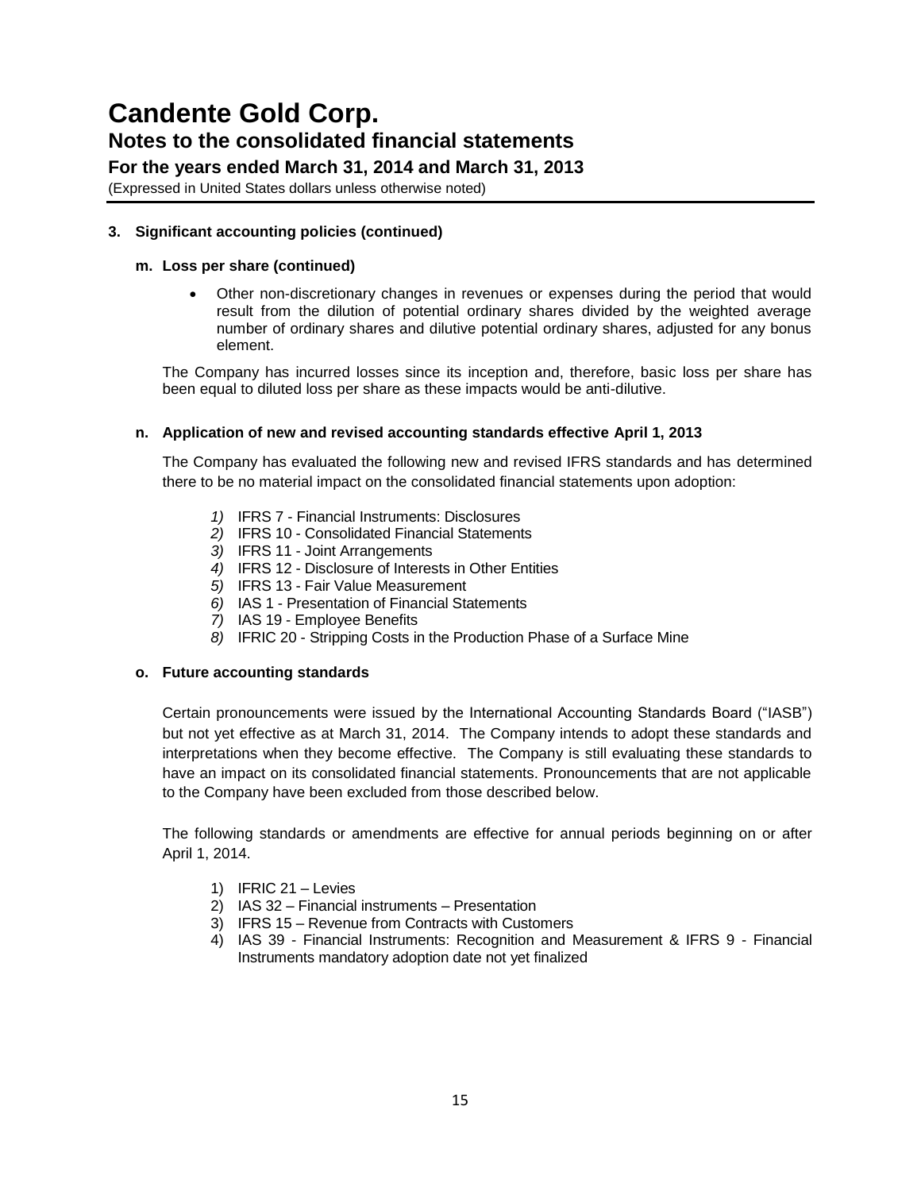# Candente Gold Corp.

## Notes to the consolidated financial statements

### For the years ended March 31, 2014 and March 31, 2013

(Expressed in United States dollars unless otherwise noted)

**3. Significant accounting policies (continued)**

**m. Loss per share (continued)**

- Other non-discretionary changes in revenues or expenses during the period that would result from the dilution of potential ordinary shares divided by the weighted average number of ordinary shares and dilutive potential ordinary shares, adjusted for any bonus element.

The Company has incurred losses since its inception and, therefore, basic loss per share has been equal to diluted loss per share as these impacts would be anti-dilutive.

**n. Application of new and revised accounting standards effective April 1, 2013**

The Company has evaluated the following new and revised IFRS standards and has determined there to be no material impact on the consolidated financial statements upon adoption:

1) IFRS 7 - Financial Instruments: Disclosures
2) IFRS 10 - Consolidated Financial Statements
3) IFRS 11 - Joint Arrangements
4) IFRS 12 - Disclosure of Interests in Other Entities
5) IFRS 13 - Fair Value Measurement
6) IAS 1 - Presentation of Financial Statements
7) IAS 19 - Employee Benefits
8) IFRIC 20 - Stripping Costs in the Production Phase of a Surface Mine

**o. Future accounting standards**

Certain pronouncements were issued by the International Accounting Standards Board ("IASB") but not yet effective as at March 31, 2014. The Company intends to adopt these standards and interpretations when they become effective. The Company is still evaluating these standards to have an impact on its consolidated financial statements. Pronouncements that are not applicable to the Company have been excluded from those described below.

The following standards or amendments are effective for annual periods beginning on or after April 1, 2014.

1) IFRIC 21 – Levies
2) IAS 32 – Financial instruments – Presentation
3) IFRS 15 – Revenue from Contracts with Customers
4) IAS 39 - Financial Instruments: Recognition and Measurement & IFRS 9 - Financial Instruments mandatory adoption date not yet finalized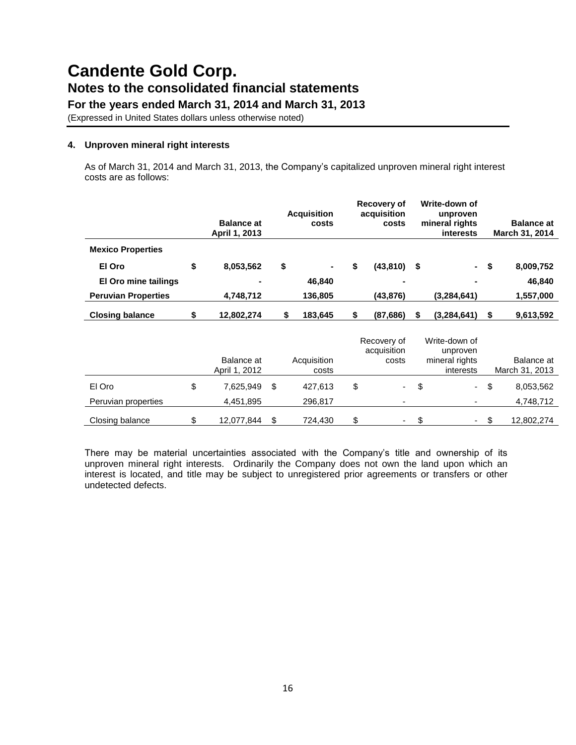## 4. Unproven mineral right interests

As of March 31, 2014 and March 31, 2013, the Company's capitalized unproven mineral right interest costs are as follows:

| | Balance at April 1, 2013 | Acquisition costs | Recovery of acquisition costs | Write-down of unproven mineral rights interests | Balance at March 31, 2014 |
|---|---|---|---|---|---|
| **Mexico Properties** | | | | | |
| **El Oro** | **$ 8,053,562** | **$ -** | **$ (43,810)** | **$ -** | **$ 8,009,752** |
| **El Oro mine tailings** | **-** | **46,840** | **-** | **-** | **46,840** |
| **Peruvian Properties** | **4,748,712** | **136,805** | **(43,876)** | **(3,284,641)** | **1,557,000** |
| **Closing balance** | **$ 12,802,274** | **$ 183,645** | **$ (87,686)** | **$ (3,284,641)** | **$ 9,613,592** |

| | Balance at April 1, 2012 | Acquisition costs | Recovery of acquisition costs | Write-down of unproven mineral rights interests | Balance at March 31, 2013 |
|---|---|---|---|---|---|
| El Oro | $ 7,625,949 | $ 427,613 | $ - | $ - | $ 8,053,562 |
| Peruvian properties | 4,451,895 | 296,817 | - | - | 4,748,712 |
| Closing balance | $ 12,077,844 | $ 724,430 | $ - | $ - | $ 12,802,274 |

There may be material uncertainties associated with the Company's title and ownership of its unproven mineral right interests. Ordinarily the Company does not own the land upon which an interest is located, and title may be subject to unregistered prior agreements or transfers or other undetected defects.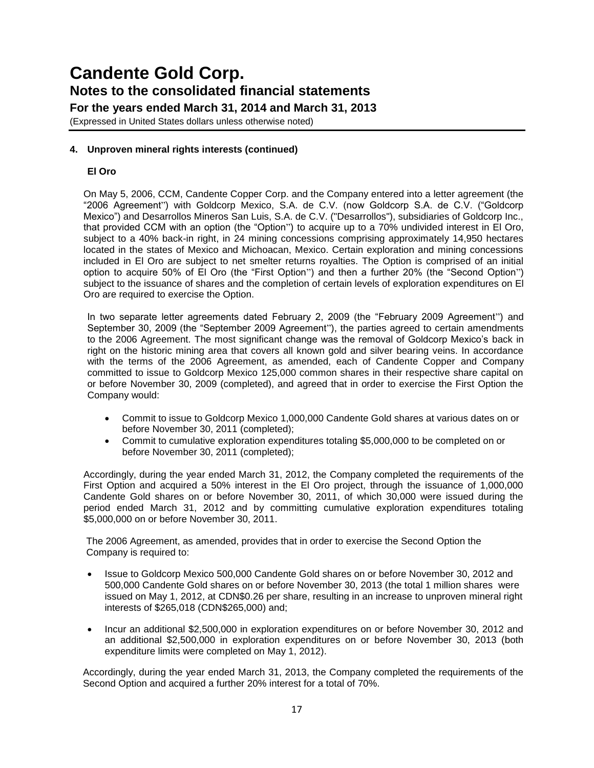# Candente Gold Corp.

## Notes to the consolidated financial statements

### For the years ended March 31, 2014 and March 31, 2013

(Expressed in United States dollars unless otherwise noted)

#### 4. Unproven mineral rights interests (continued)

**El Oro**

On May 5, 2006, CCM, Candente Copper Corp. and the Company entered into a letter agreement (the "2006 Agreement") with Goldcorp Mexico, S.A. de C.V. (now Goldcorp S.A. de C.V. ("Goldcorp Mexico") and Desarrollos Mineros San Luis, S.A. de C.V. ("Desarrollos"), subsidiaries of Goldcorp Inc., that provided CCM with an option (the "Option") to acquire up to a 70% undivided interest in El Oro, subject to a 40% back-in right, in 24 mining concessions comprising approximately 14,950 hectares located in the states of Mexico and Michoacan, Mexico. Certain exploration and mining concessions included in El Oro are subject to net smelter returns royalties. The Option is comprised of an initial option to acquire 50% of El Oro (the "First Option") and then a further 20% (the "Second Option") subject to the issuance of shares and the completion of certain levels of exploration expenditures on El Oro are required to exercise the Option.

In two separate letter agreements dated February 2, 2009 (the "February 2009 Agreement") and September 30, 2009 (the "September 2009 Agreement"), the parties agreed to certain amendments to the 2006 Agreement. The most significant change was the removal of Goldcorp Mexico's back in right on the historic mining area that covers all known gold and silver bearing veins. In accordance with the terms of the 2006 Agreement, as amended, each of Candente Copper and Company committed to issue to Goldcorp Mexico 125,000 common shares in their respective share capital on or before November 30, 2009 (completed), and agreed that in order to exercise the First Option the Company would:

- Commit to issue to Goldcorp Mexico 1,000,000 Candente Gold shares at various dates on or before November 30, 2011 (completed);
- Commit to cumulative exploration expenditures totaling $5,000,000 to be completed on or before November 30, 2011 (completed);

Accordingly, during the year ended March 31, 2012, the Company completed the requirements of the First Option and acquired a 50% interest in the El Oro project, through the issuance of 1,000,000 Candente Gold shares on or before November 30, 2011, of which 30,000 were issued during the period ended March 31, 2012 and by committing cumulative exploration expenditures totaling $5,000,000 on or before November 30, 2011.

The 2006 Agreement, as amended, provides that in order to exercise the Second Option the Company is required to:

- Issue to Goldcorp Mexico 500,000 Candente Gold shares on or before November 30, 2012 and 500,000 Candente Gold shares on or before November 30, 2013 (the total 1 million shares were issued on May 1, 2012, at CDN$0.26 per share, resulting in an increase to unproven mineral right interests of $265,018 (CDN$265,000) and;
- Incur an additional $2,500,000 in exploration expenditures on or before November 30, 2012 and an additional $2,500,000 in exploration expenditures on or before November 30, 2013 (both expenditure limits were completed on May 1, 2012).

Accordingly, during the year ended March 31, 2013, the Company completed the requirements of the Second Option and acquired a further 20% interest for a total of 70%.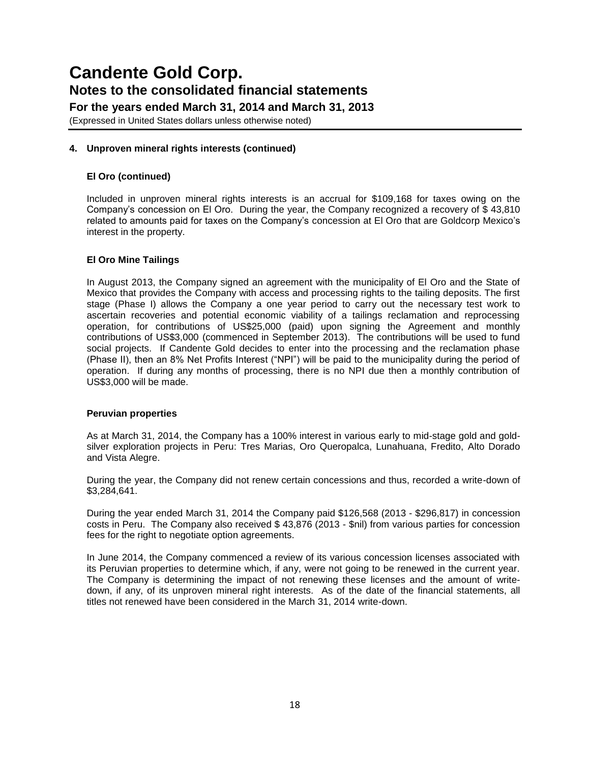# Candente Gold Corp.

## Notes to the consolidated financial statements

### For the years ended March 31, 2014 and March 31, 2013

(Expressed in United States dollars unless otherwise noted)

### 4. Unproven mineral rights interests (continued)

#### El Oro (continued)

Included in unproven mineral rights interests is an accrual for $109,168 for taxes owing on the Company's concession on El Oro. During the year, the Company recognized a recovery of $ 43,810 related to amounts paid for taxes on the Company's concession at El Oro that are Goldcorp Mexico's interest in the property.

#### El Oro Mine Tailings

In August 2013, the Company signed an agreement with the municipality of El Oro and the State of Mexico that provides the Company with access and processing rights to the tailing deposits. The first stage (Phase I) allows the Company a one year period to carry out the necessary test work to ascertain recoveries and potential economic viability of a tailings reclamation and reprocessing operation, for contributions of US$25,000 (paid) upon signing the Agreement and monthly contributions of US$3,000 (commenced in September 2013). The contributions will be used to fund social projects. If Candente Gold decides to enter into the processing and the reclamation phase (Phase II), then an 8% Net Profits Interest ("NPI") will be paid to the municipality during the period of operation. If during any months of processing, there is no NPI due then a monthly contribution of US$3,000 will be made.

#### Peruvian properties

As at March 31, 2014, the Company has a 100% interest in various early to mid-stage gold and gold-silver exploration projects in Peru: Tres Marias, Oro Queropalca, Lunahuana, Fredito, Alto Dorado and Vista Alegre.

During the year, the Company did not renew certain concessions and thus, recorded a write-down of $3,284,641.

During the year ended March 31, 2014 the Company paid $126,568 (2013 - $296,817) in concession costs in Peru. The Company also received $ 43,876 (2013 - $nil) from various parties for concession fees for the right to negotiate option agreements.

In June 2014, the Company commenced a review of its various concession licenses associated with its Peruvian properties to determine which, if any, were not going to be renewed in the current year. The Company is determining the impact of not renewing these licenses and the amount of write-down, if any, of its unproven mineral right interests. As of the date of the financial statements, all titles not renewed have been considered in the March 31, 2014 write-down.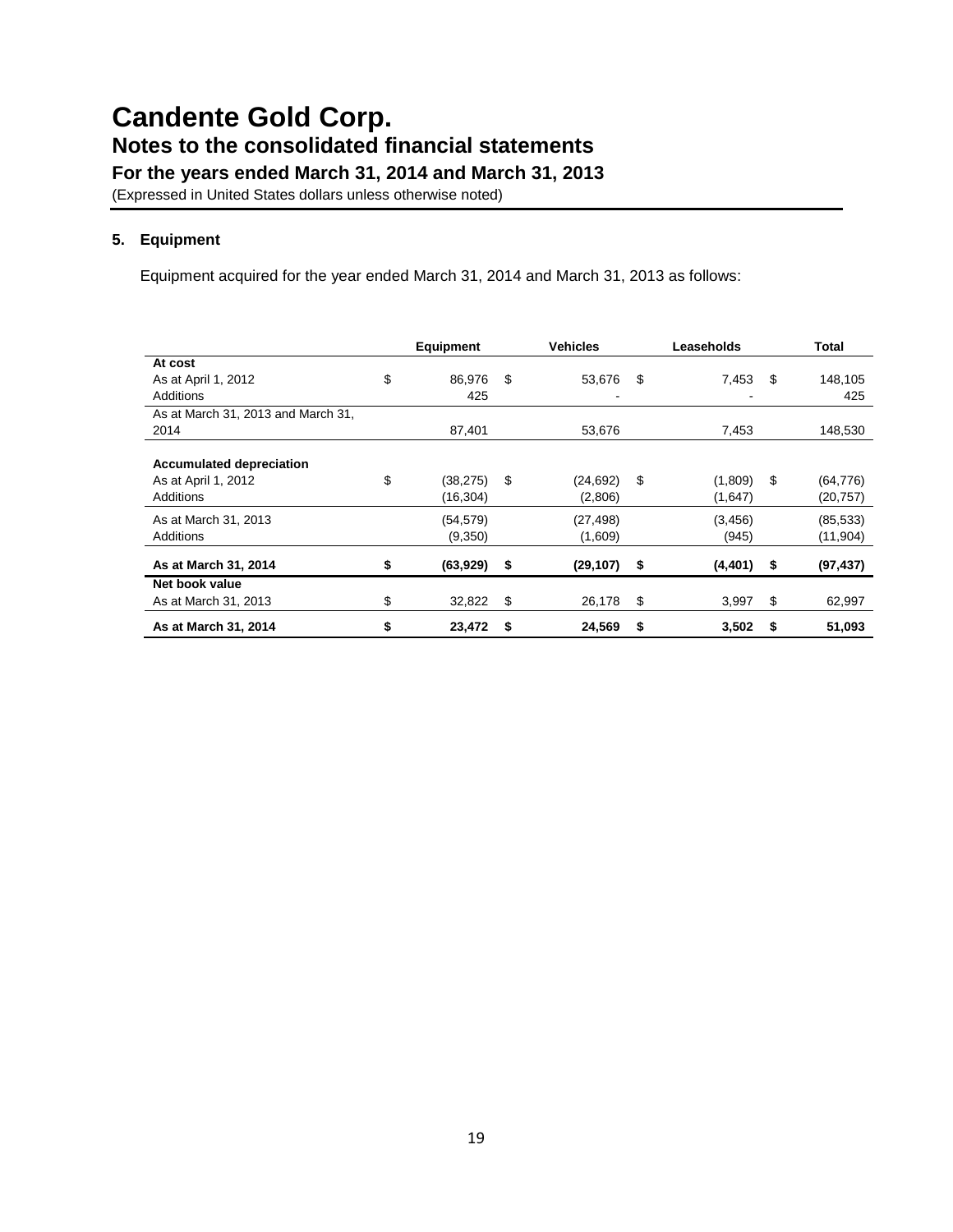# Candente Gold Corp.

## Notes to the consolidated financial statements

### For the years ended March 31, 2014 and March 31, 2013

(Expressed in United States dollars unless otherwise noted)

### 5. Equipment

Equipment acquired for the year ended March 31, 2014 and March 31, 2013 as follows:

| | Equipment | Vehicles | Leaseholds | Total |
|---|---|---|---|---|
| **At cost** | | | | |
| As at April 1, 2012 | $ 86,976 | $ 53,676 | $ 7,453 | $ 148,105 |
| Additions | 425 | - | - | 425 |
| As at March 31, 2013 and March 31, 2014 | 87,401 | 53,676 | 7,453 | 148,530 |
| | | | | |
| **Accumulated depreciation** | | | | |
| As at April 1, 2012 | $ (38,275) | $ (24,692) | $ (1,809) | $ (64,776) |
| Additions | (16,304) | (2,806) | (1,647) | (20,757) |
| As at March 31, 2013 | (54,579) | (27,498) | (3,456) | (85,533) |
| Additions | (9,350) | (1,609) | (945) | (11,904) |
| **As at March 31, 2014** | **$ (63,929)** | **$ (29,107)** | **$ (4,401)** | **$ (97,437)** |
| **Net book value** | | | | |
| As at March 31, 2013 | $ 32,822 | $ 26,178 | $ 3,997 | $ 62,997 |
| **As at March 31, 2014** | **$ 23,472** | **$ 24,569** | **$ 3,502** | **$ 51,093** |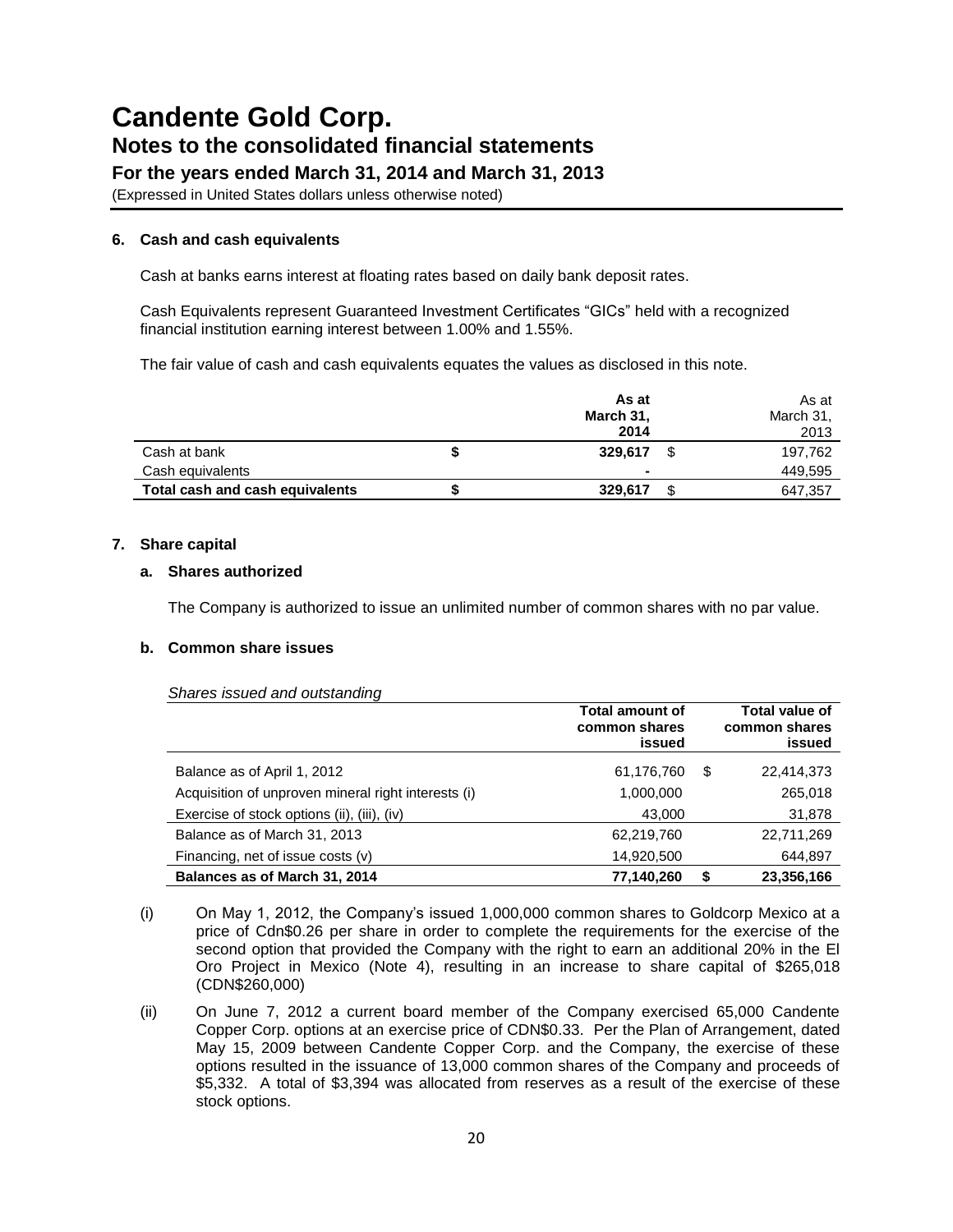# Candente Gold Corp.

## Notes to the consolidated financial statements

### For the years ended March 31, 2014 and March 31, 2013

(Expressed in United States dollars unless otherwise noted)

**6. Cash and cash equivalents**

Cash at banks earns interest at floating rates based on daily bank deposit rates.

Cash Equivalents represent Guaranteed Investment Certificates "GICs" held with a recognized financial institution earning interest between 1.00% and 1.55%.

The fair value of cash and cash equivalents equates the values as disclosed in this note.

| | | **As at March 31, 2014** | | As at March 31, 2013 |
|---|---|---|---|---|
| Cash at bank | **$** | **329,617** | $ | 197,762 |
| Cash equivalents | | **-** | | 449,595 |
| **Total cash and cash equivalents** | **$** | **329,617** | $ | 647,357 |

**7. Share capital**

**a. Shares authorized**

The Company is authorized to issue an unlimited number of common shares with no par value.

**b. Common share issues**

*Shares issued and outstanding*

| | **Total amount of common shares issued** | | **Total value of common shares issued** |
|---|---|---|---|
| Balance as of April 1, 2012 | 61,176,760 | $ | 22,414,373 |
| Acquisition of unproven mineral right interests (i) | 1,000,000 | | 265,018 |
| Exercise of stock options (ii), (iii), (iv) | 43,000 | | 31,878 |
| Balance as of March 31, 2013 | 62,219,760 | | 22,711,269 |
| Financing, net of issue costs (v) | 14,920,500 | | 644,897 |
| **Balances as of March 31, 2014** | **77,140,260** | **$** | **23,356,166** |

(i) On May 1, 2012, the Company's issued 1,000,000 common shares to Goldcorp Mexico at a price of Cdn$0.26 per share in order to complete the requirements for the exercise of the second option that provided the Company with the right to earn an additional 20% in the El Oro Project in Mexico (Note 4), resulting in an increase to share capital of $265,018 (CDN$260,000)

(ii) On June 7, 2012 a current board member of the Company exercised 65,000 Candente Copper Corp. options at an exercise price of CDN$0.33. Per the Plan of Arrangement, dated May 15, 2009 between Candente Copper Corp. and the Company, the exercise of these options resulted in the issuance of 13,000 common shares of the Company and proceeds of $5,332. A total of $3,394 was allocated from reserves as a result of the exercise of these stock options.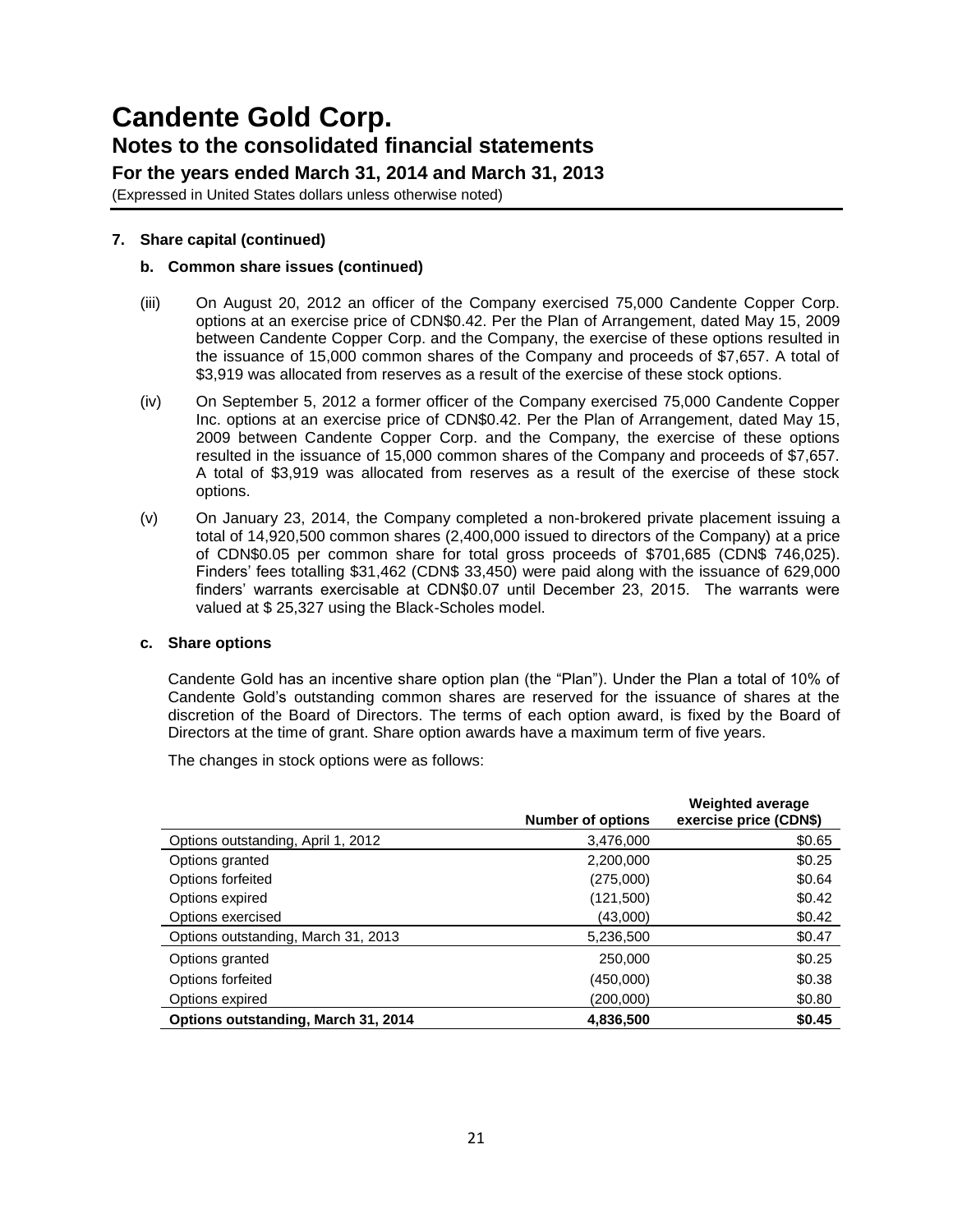# Candente Gold Corp.

## Notes to the consolidated financial statements

### For the years ended March 31, 2014 and March 31, 2013

(Expressed in United States dollars unless otherwise noted)

**7. Share capital (continued)**

**b. Common share issues (continued)**

(iii) On August 20, 2012 an officer of the Company exercised 75,000 Candente Copper Corp. options at an exercise price of CDN$0.42. Per the Plan of Arrangement, dated May 15, 2009 between Candente Copper Corp. and the Company, the exercise of these options resulted in the issuance of 15,000 common shares of the Company and proceeds of $7,657. A total of $3,919 was allocated from reserves as a result of the exercise of these stock options.

(iv) On September 5, 2012 a former officer of the Company exercised 75,000 Candente Copper Inc. options at an exercise price of CDN$0.42. Per the Plan of Arrangement, dated May 15, 2009 between Candente Copper Corp. and the Company, the exercise of these options resulted in the issuance of 15,000 common shares of the Company and proceeds of $7,657. A total of $3,919 was allocated from reserves as a result of the exercise of these stock options.

(v) On January 23, 2014, the Company completed a non-brokered private placement issuing a total of 14,920,500 common shares (2,400,000 issued to directors of the Company) at a price of CDN$0.05 per common share for total gross proceeds of $701,685 (CDN$ 746,025). Finders' fees totalling $31,462 (CDN$ 33,450) were paid along with the issuance of 629,000 finders' warrants exercisable at CDN$0.07 until December 23, 2015. The warrants were valued at $ 25,327 using the Black-Scholes model.

**c. Share options**

Candente Gold has an incentive share option plan (the "Plan"). Under the Plan a total of 10% of Candente Gold's outstanding common shares are reserved for the issuance of shares at the discretion of the Board of Directors. The terms of each option award, is fixed by the Board of Directors at the time of grant. Share option awards have a maximum term of five years.

The changes in stock options were as follows:

| | Number of options | Weighted average exercise price (CDN$) |
|---|---|---|
| Options outstanding, April 1, 2012 | 3,476,000 | $0.65 |
| Options granted | 2,200,000 | $0.25 |
| Options forfeited | (275,000) | $0.64 |
| Options expired | (121,500) | $0.42 |
| Options exercised | (43,000) | $0.42 |
| Options outstanding, March 31, 2013 | 5,236,500 | $0.47 |
| Options granted | 250,000 | $0.25 |
| Options forfeited | (450,000) | $0.38 |
| Options expired | (200,000) | $0.80 |
| **Options outstanding, March 31, 2014** | **4,836,500** | **$0.45** |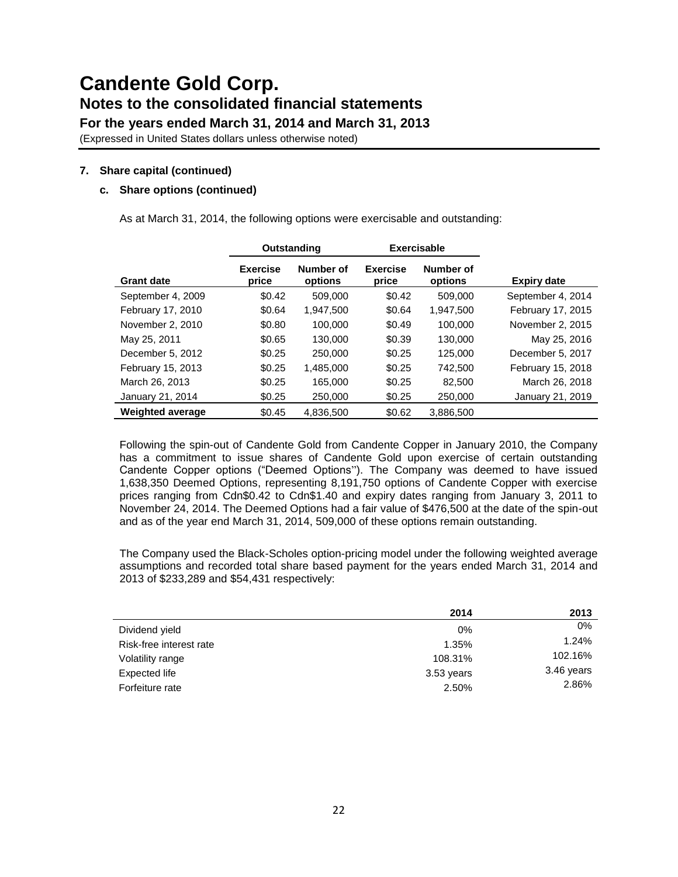# Candente Gold Corp.
## Notes to the consolidated financial statements
### For the years ended March 31, 2014 and March 31, 2013
(Expressed in United States dollars unless otherwise noted)

**7. Share capital (continued)**

**c. Share options (continued)**

As at March 31, 2014, the following options were exercisable and outstanding:

| | Outstanding | | Exercisable | | |
|---|---|---|---|---|---|
| **Grant date** | **Exercise price** | **Number of options** | **Exercise price** | **Number of options** | **Expiry date** |
| September 4, 2009 | $0.42 | 509,000 | $0.42 | 509,000 | September 4, 2014 |
| February 17, 2010 | $0.64 | 1,947,500 | $0.64 | 1,947,500 | February 17, 2015 |
| November 2, 2010 | $0.80 | 100,000 | $0.49 | 100,000 | November 2, 2015 |
| May 25, 2011 | $0.65 | 130,000 | $0.39 | 130,000 | May 25, 2016 |
| December 5, 2012 | $0.25 | 250,000 | $0.25 | 125,000 | December 5, 2017 |
| February 15, 2013 | $0.25 | 1,485,000 | $0.25 | 742,500 | February 15, 2018 |
| March 26, 2013 | $0.25 | 165,000 | $0.25 | 82,500 | March 26, 2018 |
| January 21, 2014 | $0.25 | 250,000 | $0.25 | 250,000 | January 21, 2019 |
| **Weighted average** | $0.45 | 4,836,500 | $0.62 | 3,886,500 | |

Following the spin-out of Candente Gold from Candente Copper in January 2010, the Company has a commitment to issue shares of Candente Gold upon exercise of certain outstanding Candente Copper options ("Deemed Options"). The Company was deemed to have issued 1,638,350 Deemed Options, representing 8,191,750 options of Candente Copper with exercise prices ranging from Cdn$0.42 to Cdn$1.40 and expiry dates ranging from January 3, 2011 to November 24, 2014. The Deemed Options had a fair value of $476,500 at the date of the spin-out and as of the year end March 31, 2014, 509,000 of these options remain outstanding.

The Company used the Black-Scholes option-pricing model under the following weighted average assumptions and recorded total share based payment for the years ended March 31, 2014 and 2013 of $233,289 and $54,431 respectively:

| | 2014 | 2013 |
|---|---|---|
| Dividend yield | 0% | 0% |
| Risk-free interest rate | 1.35% | 1.24% |
| Volatility range | 108.31% | 102.16% |
| Expected life | 3.53 years | 3.46 years |
| Forfeiture rate | 2.50% | 2.86% |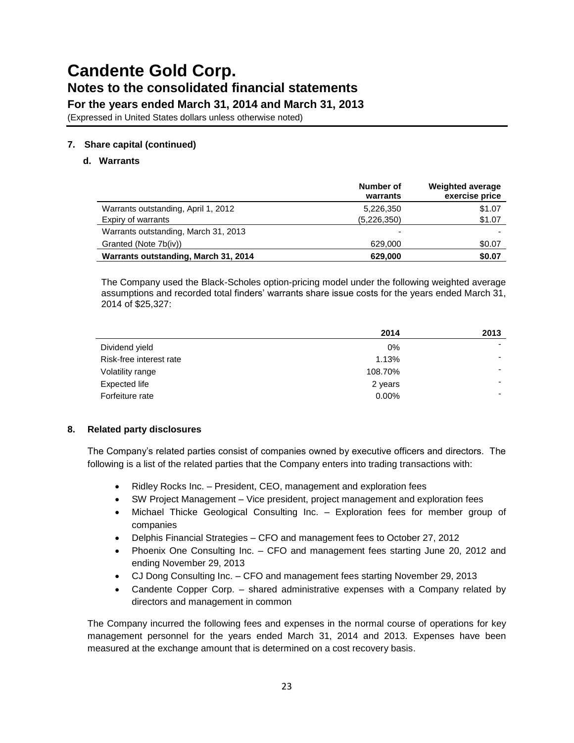# Candente Gold Corp.

## Notes to the consolidated financial statements

### For the years ended March 31, 2014 and March 31, 2013

(Expressed in United States dollars unless otherwise noted)

**7. Share capital (continued)**

**d. Warrants**

| | Number of warrants | Weighted average exercise price |
|---|---|---|
| Warrants outstanding, April 1, 2012 | 5,226,350 | $1.07 |
| Expiry of warrants | (5,226,350) | $1.07 |
| Warrants outstanding, March 31, 2013 | - | - |
| Granted (Note 7b(iv)) | 629,000 | $0.07 |
| **Warrants outstanding, March 31, 2014** | **629,000** | **$0.07** |

The Company used the Black-Scholes option-pricing model under the following weighted average assumptions and recorded total finders' warrants share issue costs for the years ended March 31, 2014 of $25,327:

| | 2014 | 2013 |
|---|---|---|
| Dividend yield | 0% | - |
| Risk-free interest rate | 1.13% | - |
| Volatility range | 108.70% | - |
| Expected life | 2 years | - |
| Forfeiture rate | 0.00% | - |

**8. Related party disclosures**

The Company's related parties consist of companies owned by executive officers and directors. The following is a list of the related parties that the Company enters into trading transactions with:

- Ridley Rocks Inc. – President, CEO, management and exploration fees
- SW Project Management – Vice president, project management and exploration fees
- Michael Thicke Geological Consulting Inc. – Exploration fees for member group of companies
- Delphis Financial Strategies – CFO and management fees to October 27, 2012
- Phoenix One Consulting Inc. – CFO and management fees starting June 20, 2012 and ending November 29, 2013
- CJ Dong Consulting Inc. – CFO and management fees starting November 29, 2013
- Candente Copper Corp. – shared administrative expenses with a Company related by directors and management in common

The Company incurred the following fees and expenses in the normal course of operations for key management personnel for the years ended March 31, 2014 and 2013. Expenses have been measured at the exchange amount that is determined on a cost recovery basis.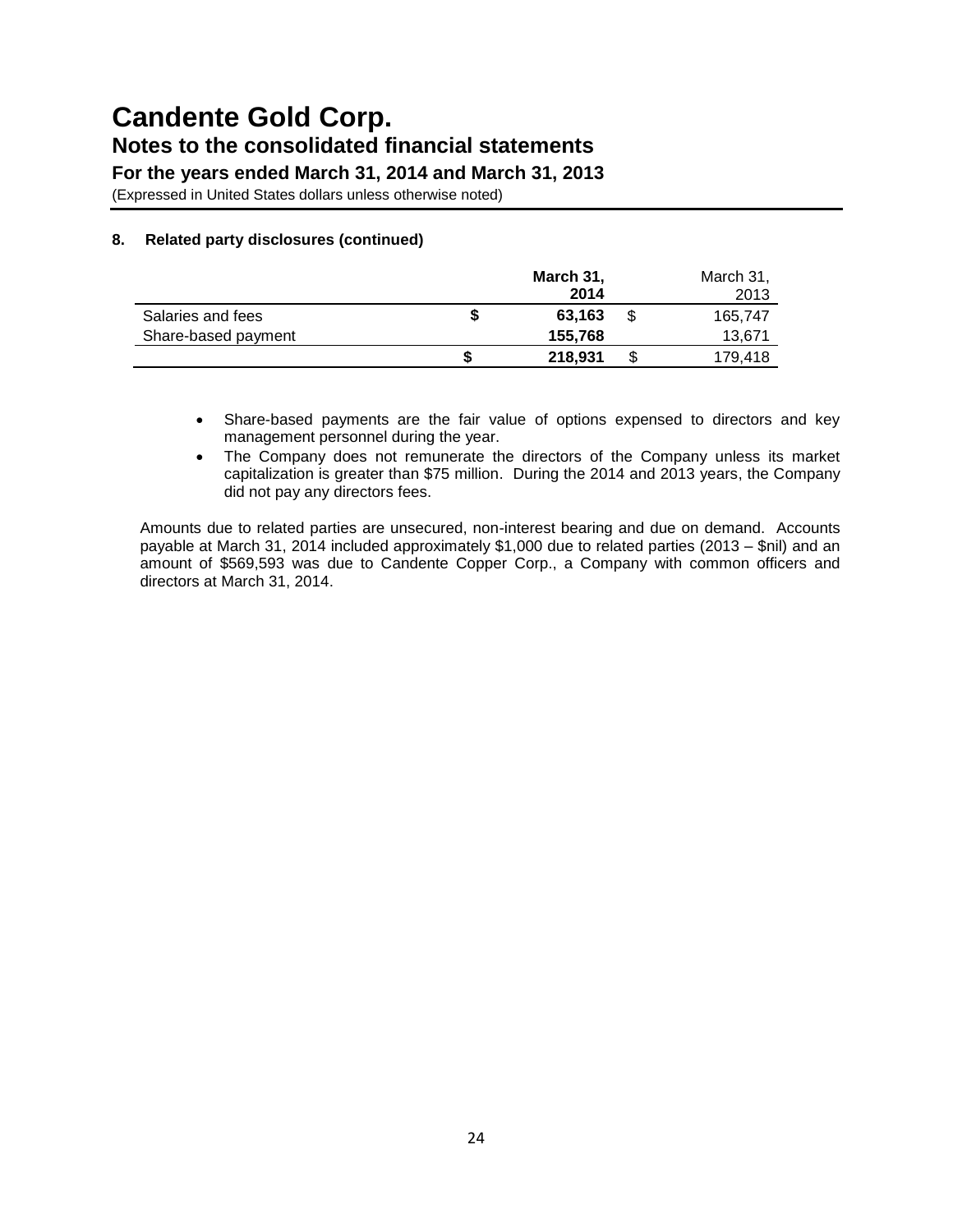# Candente Gold Corp.
## Notes to the consolidated financial statements
### For the years ended March 31, 2014 and March 31, 2013
(Expressed in United States dollars unless otherwise noted)

### 8. Related party disclosures (continued)

| | **March 31, 2014** | March 31, 2013 |
|---|---|---|
| Salaries and fees | **$ 63,163** | $ 165,747 |
| Share-based payment | **155,768** | 13,671 |
| | **$ 218,931** | $ 179,418 |

- Share-based payments are the fair value of options expensed to directors and key management personnel during the year.
- The Company does not remunerate the directors of the Company unless its market capitalization is greater than $75 million. During the 2014 and 2013 years, the Company did not pay any directors fees.

Amounts due to related parties are unsecured, non-interest bearing and due on demand. Accounts payable at March 31, 2014 included approximately $1,000 due to related parties (2013 – $nil) and an amount of $569,593 was due to Candente Copper Corp., a Company with common officers and directors at March 31, 2014.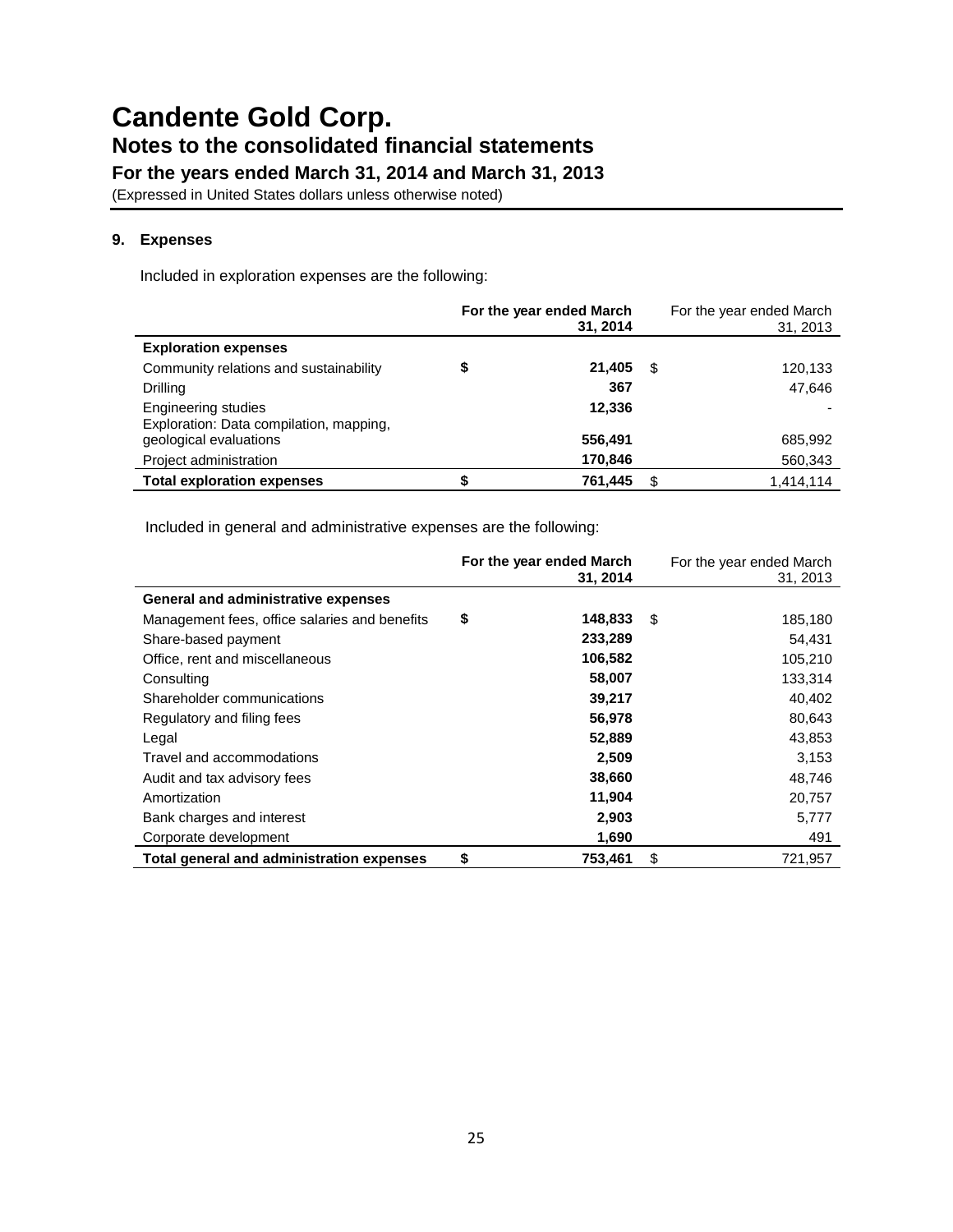# Candente Gold Corp.

## Notes to the consolidated financial statements

### For the years ended March 31, 2014 and March 31, 2013

(Expressed in United States dollars unless otherwise noted)

**9. Expenses**

Included in exploration expenses are the following:

| | For the year ended March 31, 2014 | For the year ended March 31, 2013 |
|---|---|---|
| **Exploration expenses** | | |
| Community relations and sustainability | **$ 21,405** | $ 120,133 |
| Drilling | **367** | 47,646 |
| Engineering studies | **12,336** | - |
| Exploration: Data compilation, mapping, geological evaluations | **556,491** | 685,992 |
| Project administration | **170,846** | 560,343 |
| **Total exploration expenses** | **$ 761,445** | $ 1,414,114 |

Included in general and administrative expenses are the following:

| | For the year ended March 31, 2014 | For the year ended March 31, 2013 |
|---|---|---|
| **General and administrative expenses** | | |
| Management fees, office salaries and benefits | **$ 148,833** | $ 185,180 |
| Share-based payment | **233,289** | 54,431 |
| Office, rent and miscellaneous | **106,582** | 105,210 |
| Consulting | **58,007** | 133,314 |
| Shareholder communications | **39,217** | 40,402 |
| Regulatory and filing fees | **56,978** | 80,643 |
| Legal | **52,889** | 43,853 |
| Travel and accommodations | **2,509** | 3,153 |
| Audit and tax advisory fees | **38,660** | 48,746 |
| Amortization | **11,904** | 20,757 |
| Bank charges and interest | **2,903** | 5,777 |
| Corporate development | **1,690** | 491 |
| **Total general and administration expenses** | **$ 753,461** | $ 721,957 |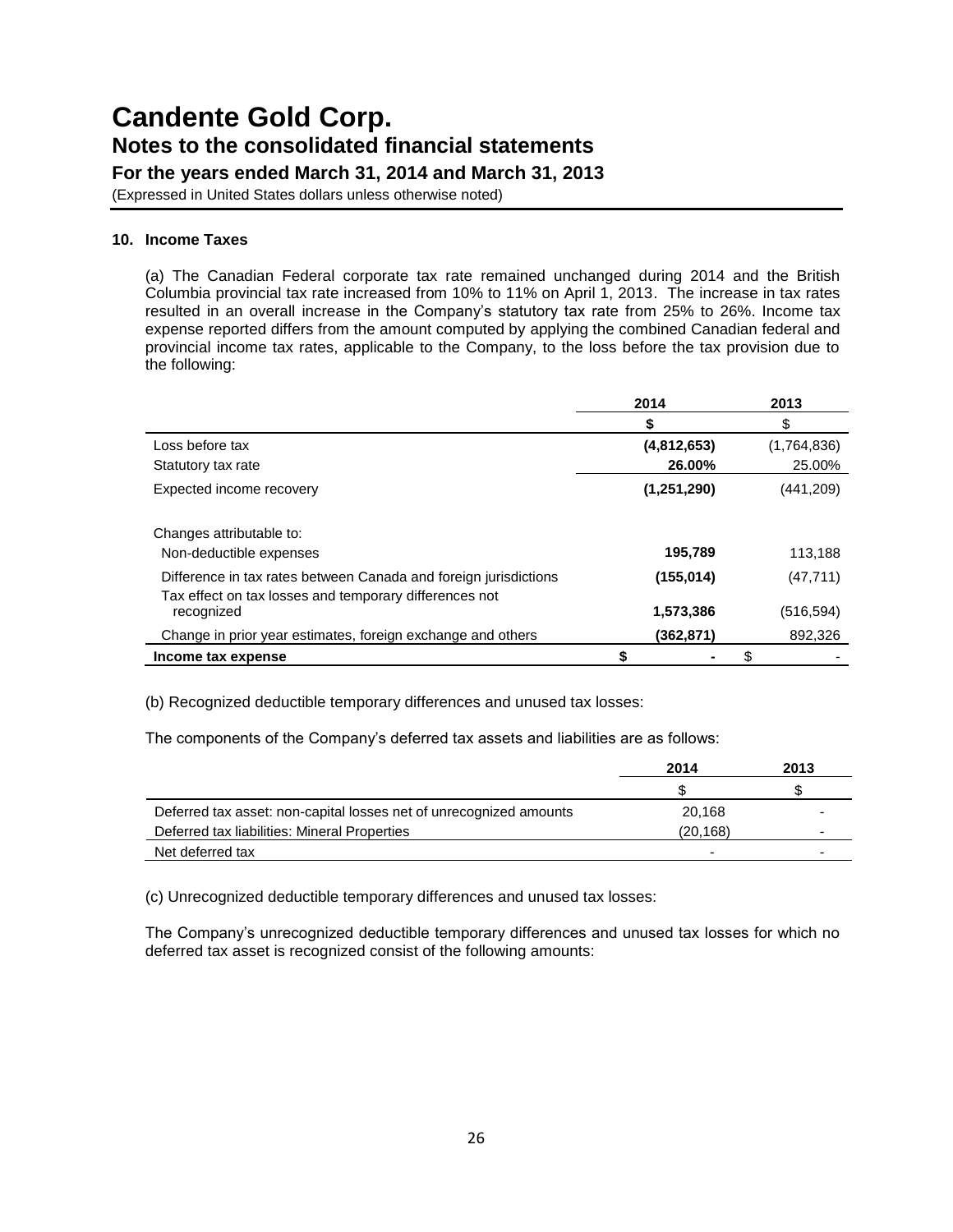# Candente Gold Corp.

## Notes to the consolidated financial statements

### For the years ended March 31, 2014 and March 31, 2013

(Expressed in United States dollars unless otherwise noted)

**10. Income Taxes**

(a) The Canadian Federal corporate tax rate remained unchanged during 2014 and the British Columbia provincial tax rate increased from 10% to 11% on April 1, 2013. The increase in tax rates resulted in an overall increase in the Company's statutory tax rate from 25% to 26%. Income tax expense reported differs from the amount computed by applying the combined Canadian federal and provincial income tax rates, applicable to the Company, to the loss before the tax provision due to the following:

| | 2014 | 2013 |
|---|---|---|
| | **$** | $ |
| Loss before tax | **(4,812,653)** | (1,764,836) |
| Statutory tax rate | **26.00%** | 25.00% |
| Expected income recovery | **(1,251,290)** | (441,209) |
| Changes attributable to: | | |
| Non-deductible expenses | **195,789** | 113,188 |
| Difference in tax rates between Canada and foreign jurisdictions | **(155,014)** | (47,711) |
| Tax effect on tax losses and temporary differences not recognized | **1,573,386** | (516,594) |
| Change in prior year estimates, foreign exchange and others | **(362,871)** | 892,326 |
| **Income tax expense** | **$ -** | $ - |

(b) Recognized deductible temporary differences and unused tax losses:

The components of the Company's deferred tax assets and liabilities are as follows:

| | 2014 | 2013 |
|---|---|---|
| | $ | $ |
| Deferred tax asset: non-capital losses net of unrecognized amounts | 20,168 | - |
| Deferred tax liabilities: Mineral Properties | (20,168) | - |
| Net deferred tax | - | - |

(c) Unrecognized deductible temporary differences and unused tax losses:

The Company's unrecognized deductible temporary differences and unused tax losses for which no deferred tax asset is recognized consist of the following amounts: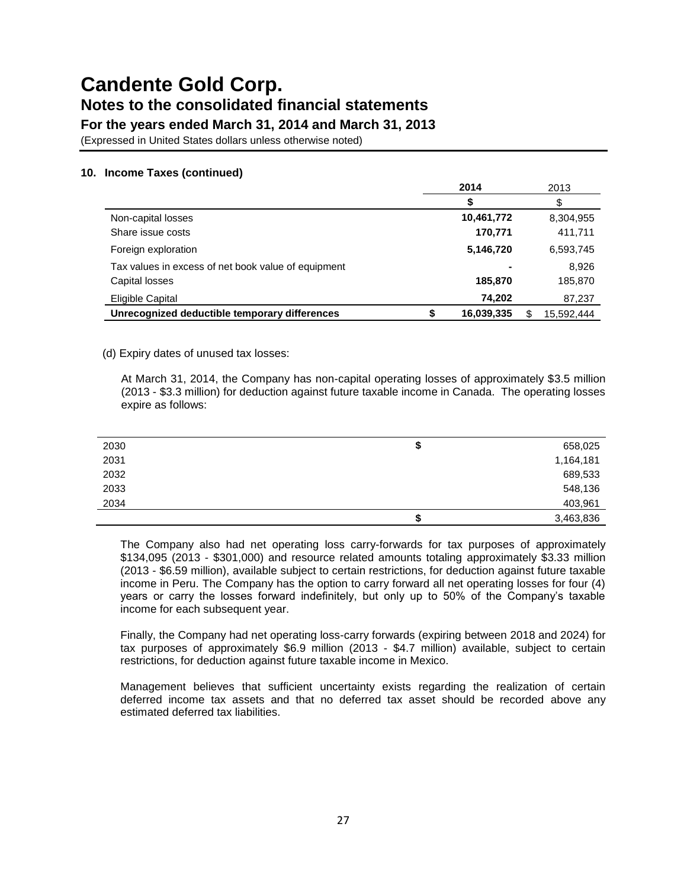# Candente Gold Corp.

## Notes to the consolidated financial statements

### For the years ended March 31, 2014 and March 31, 2013

(Expressed in United States dollars unless otherwise noted)

**10. Income Taxes (continued)**

| | **2014** | 2013 |
|---|---|---|
| | **$** | $ |
| Non-capital losses | **10,461,772** | 8,304,955 |
| Share issue costs | **170,771** | 411,711 |
| Foreign exploration | **5,146,720** | 6,593,745 |
| Tax values in excess of net book value of equipment | **-** | 8,926 |
| Capital losses | **185,870** | 185,870 |
| Eligible Capital | **74,202** | 87,237 |
| **Unrecognized deductible temporary differences** | **$ 16,039,335** | $ 15,592,444 |

(d) Expiry dates of unused tax losses:

At March 31, 2014, the Company has non-capital operating losses of approximately $3.5 million (2013 - $3.3 million) for deduction against future taxable income in Canada. The operating losses expire as follows:

| | | |
|---|---|---|
| 2030 | $ | 658,025 |
| 2031 | | 1,164,181 |
| 2032 | | 689,533 |
| 2033 | | 548,136 |
| 2034 | | 403,961 |
| | $ | 3,463,836 |

The Company also had net operating loss carry-forwards for tax purposes of approximately $134,095 (2013 - $301,000) and resource related amounts totaling approximately $3.33 million (2013 - $6.59 million), available subject to certain restrictions, for deduction against future taxable income in Peru. The Company has the option to carry forward all net operating losses for four (4) years or carry the losses forward indefinitely, but only up to 50% of the Company's taxable income for each subsequent year.

Finally, the Company had net operating loss-carry forwards (expiring between 2018 and 2024) for tax purposes of approximately $6.9 million (2013 - $4.7 million) available, subject to certain restrictions, for deduction against future taxable income in Mexico.

Management believes that sufficient uncertainty exists regarding the realization of certain deferred income tax assets and that no deferred tax asset should be recorded above any estimated deferred tax liabilities.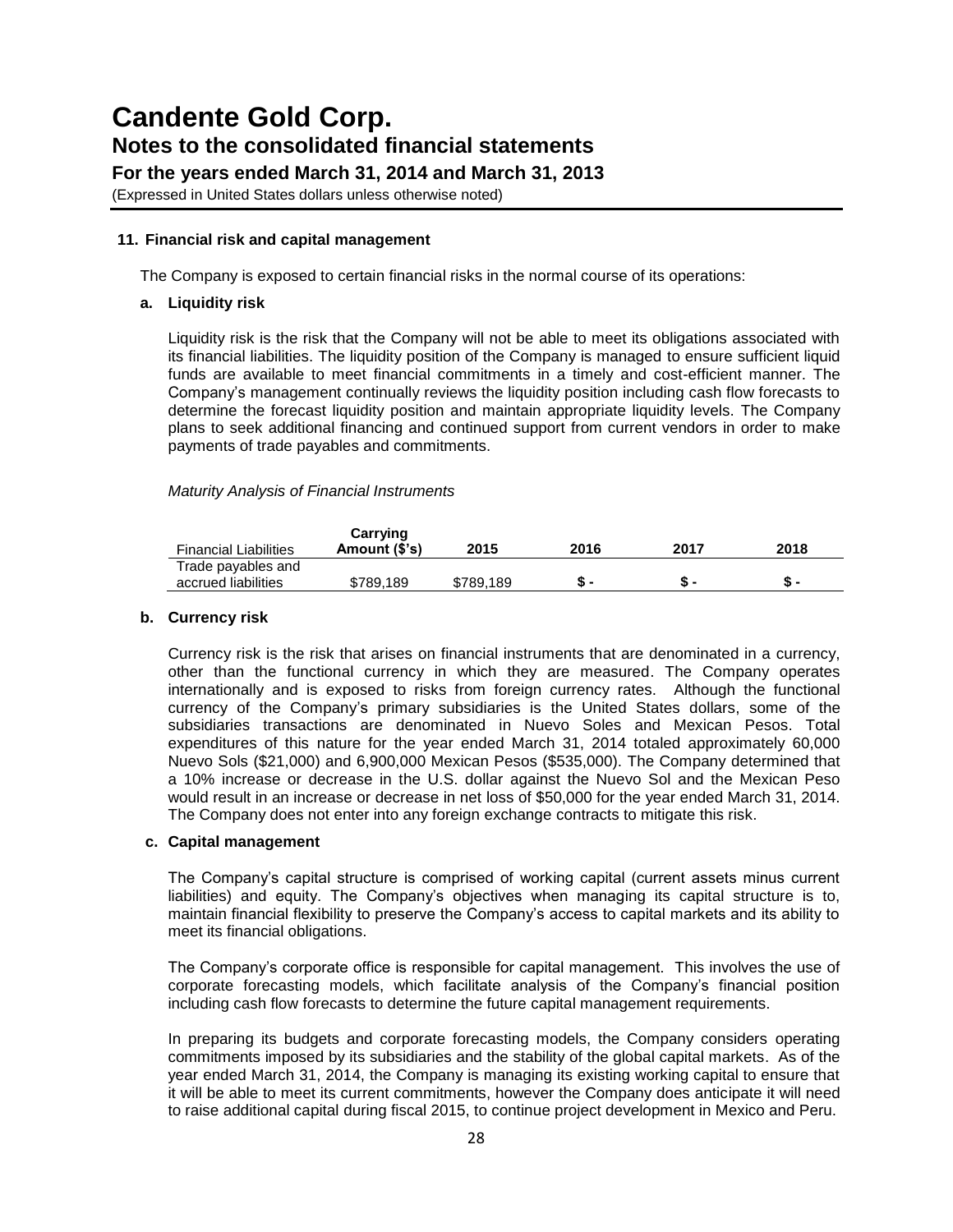# Candente Gold Corp.

## Notes to the consolidated financial statements

### For the years ended March 31, 2014 and March 31, 2013

(Expressed in United States dollars unless otherwise noted)

**11. Financial risk and capital management**

The Company is exposed to certain financial risks in the normal course of its operations:

**a. Liquidity risk**

Liquidity risk is the risk that the Company will not be able to meet its obligations associated with its financial liabilities. The liquidity position of the Company is managed to ensure sufficient liquid funds are available to meet financial commitments in a timely and cost-efficient manner. The Company's management continually reviews the liquidity position including cash flow forecasts to determine the forecast liquidity position and maintain appropriate liquidity levels. The Company plans to seek additional financing and continued support from current vendors in order to make payments of trade payables and commitments.

*Maturity Analysis of Financial Instruments*

| Financial Liabilities | Carrying Amount ($'s) | 2015 | 2016 | 2017 | 2018 |
|---|---|---|---|---|---|
| Trade payables and accrued liabilities | $789,189 | $789,189 | $ - | $ - | $ - |

**b. Currency risk**

Currency risk is the risk that arises on financial instruments that are denominated in a currency, other than the functional currency in which they are measured. The Company operates internationally and is exposed to risks from foreign currency rates. Although the functional currency of the Company's primary subsidiaries is the United States dollars, some of the subsidiaries transactions are denominated in Nuevo Soles and Mexican Pesos. Total expenditures of this nature for the year ended March 31, 2014 totaled approximately 60,000 Nuevo Sols ($21,000) and 6,900,000 Mexican Pesos ($535,000). The Company determined that a 10% increase or decrease in the U.S. dollar against the Nuevo Sol and the Mexican Peso would result in an increase or decrease in net loss of $50,000 for the year ended March 31, 2014. The Company does not enter into any foreign exchange contracts to mitigate this risk.

**c. Capital management**

The Company's capital structure is comprised of working capital (current assets minus current liabilities) and equity. The Company's objectives when managing its capital structure is to, maintain financial flexibility to preserve the Company's access to capital markets and its ability to meet its financial obligations.

The Company's corporate office is responsible for capital management. This involves the use of corporate forecasting models, which facilitate analysis of the Company's financial position including cash flow forecasts to determine the future capital management requirements.

In preparing its budgets and corporate forecasting models, the Company considers operating commitments imposed by its subsidiaries and the stability of the global capital markets. As of the year ended March 31, 2014, the Company is managing its existing working capital to ensure that it will be able to meet its current commitments, however the Company does anticipate it will need to raise additional capital during fiscal 2015, to continue project development in Mexico and Peru.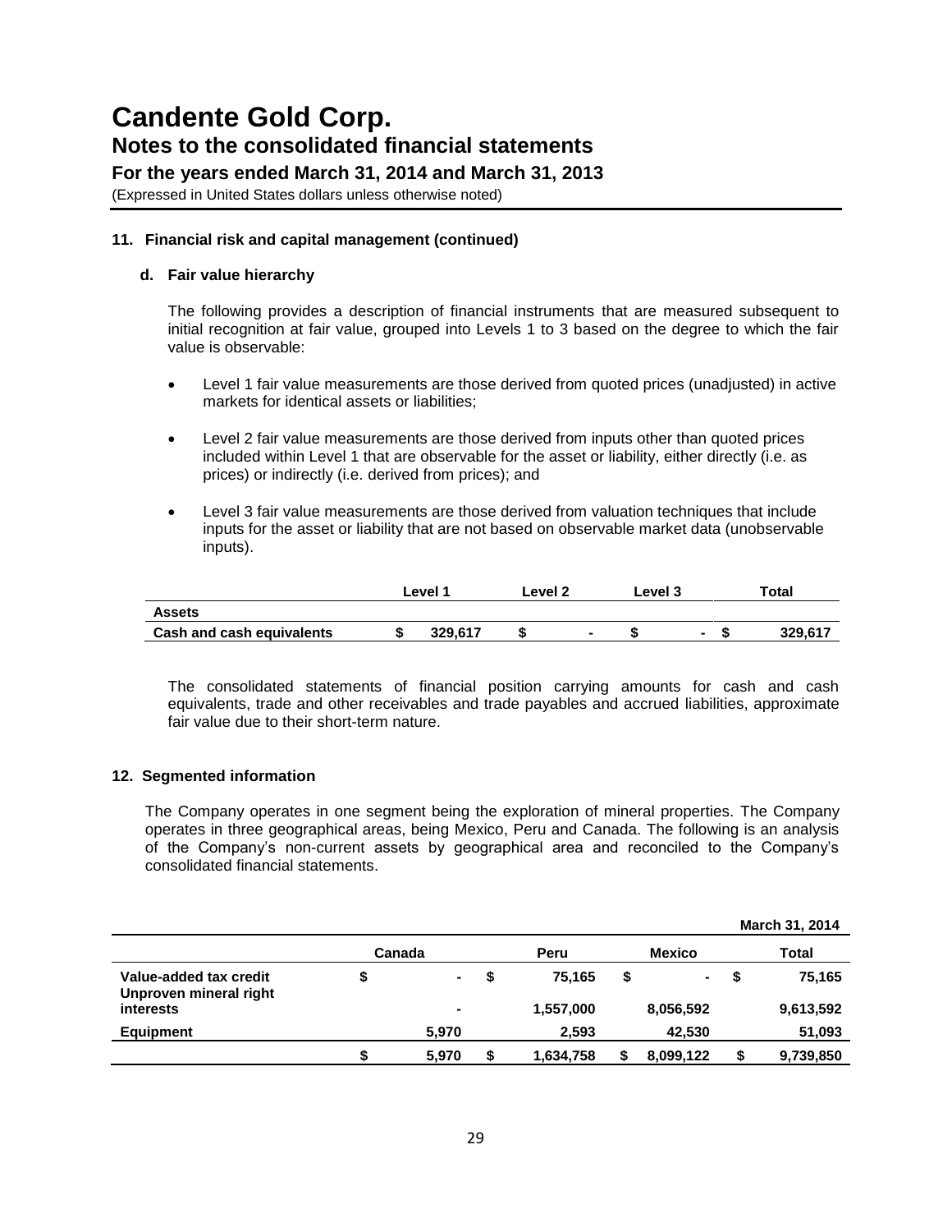# Candente Gold Corp.

## Notes to the consolidated financial statements

### For the years ended March 31, 2014 and March 31, 2013

(Expressed in United States dollars unless otherwise noted)

**11. Financial risk and capital management (continued)**

**d. Fair value hierarchy**

The following provides a description of financial instruments that are measured subsequent to initial recognition at fair value, grouped into Levels 1 to 3 based on the degree to which the fair value is observable:

- Level 1 fair value measurements are those derived from quoted prices (unadjusted) in active markets for identical assets or liabilities;
- Level 2 fair value measurements are those derived from inputs other than quoted prices included within Level 1 that are observable for the asset or liability, either directly (i.e. as prices) or indirectly (i.e. derived from prices); and
- Level 3 fair value measurements are those derived from valuation techniques that include inputs for the asset or liability that are not based on observable market data (unobservable inputs).

| | Level 1 | Level 2 | Level 3 | Total |
|---|---|---|---|---|
| **Assets** | | | | |
| **Cash and cash equivalents** | $ 329,617 | $ - | $ - | $ 329,617 |

The consolidated statements of financial position carrying amounts for cash and cash equivalents, trade and other receivables and trade payables and accrued liabilities, approximate fair value due to their short-term nature.

**12. Segmented information**

The Company operates in one segment being the exploration of mineral properties. The Company operates in three geographical areas, being Mexico, Peru and Canada. The following is an analysis of the Company's non-current assets by geographical area and reconciled to the Company's consolidated financial statements.

| | | | | **March 31, 2014** |
|---|---|---|---|---|
| | Canada | Peru | Mexico | Total |
| **Value-added tax credit** | $ - | $ 75,165 | $ - | $ 75,165 |
| **Unproven mineral right interests** | - | 1,557,000 | 8,056,592 | 9,613,592 |
| **Equipment** | 5,970 | 2,593 | 42,530 | 51,093 |
| | $ 5,970 | $ 1,634,758 | $ 8,099,122 | $ 9,739,850 |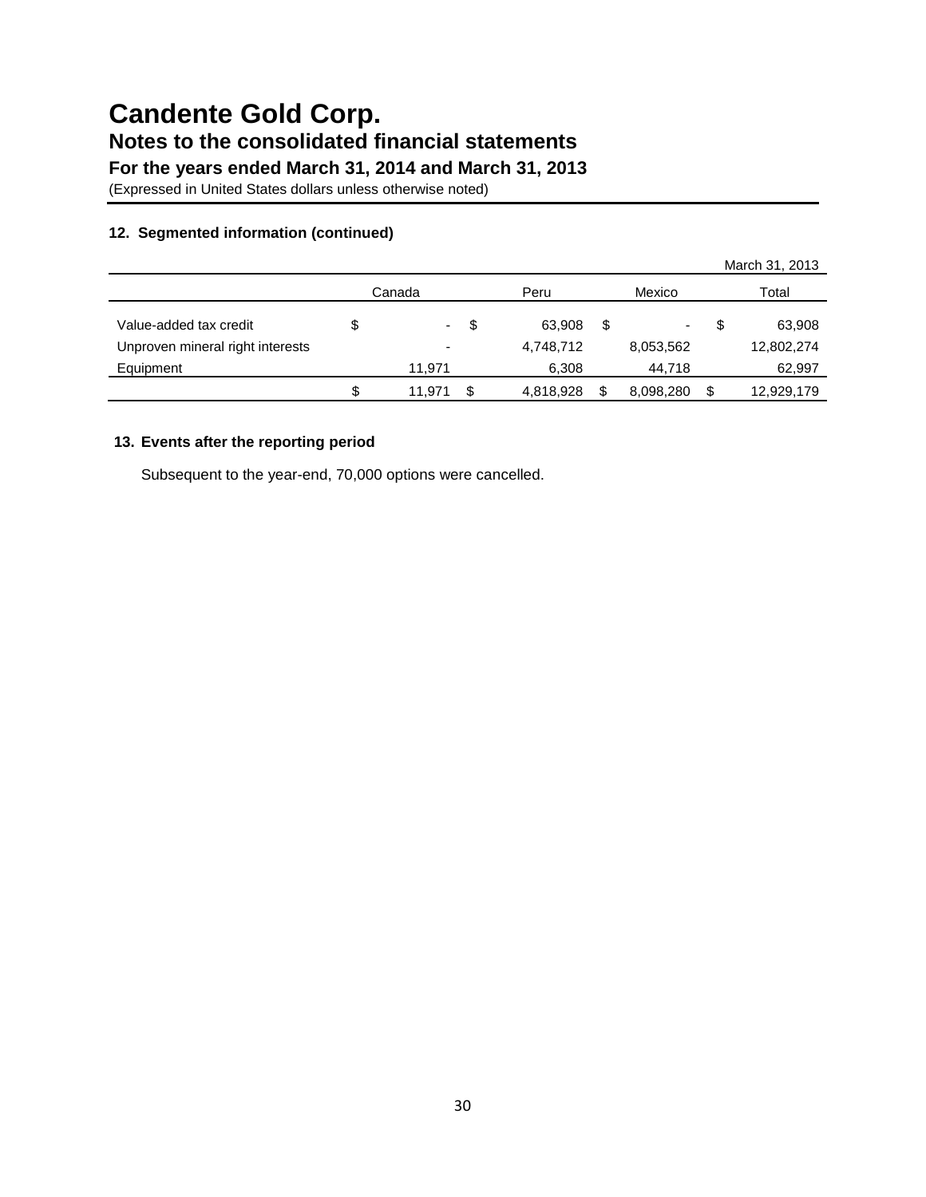# Candente Gold Corp.

## Notes to the consolidated financial statements

### For the years ended March 31, 2014 and March 31, 2013

(Expressed in United States dollars unless otherwise noted)

**12. Segmented information (continued)**

| | | | | March 31, 2013 |
|---|---|---|---|---|
| | Canada | Peru | Mexico | Total |
| Value-added tax credit | $ - | $ 63,908 | $ - | $ 63,908 |
| Unproven mineral right interests | - | 4,748,712 | 8,053,562 | 12,802,274 |
| Equipment | 11,971 | 6,308 | 44,718 | 62,997 |
| | $ 11,971 | $ 4,818,928 | $ 8,098,280 | $ 12,929,179 |

**13. Events after the reporting period**

Subsequent to the year-end, 70,000 options were cancelled.